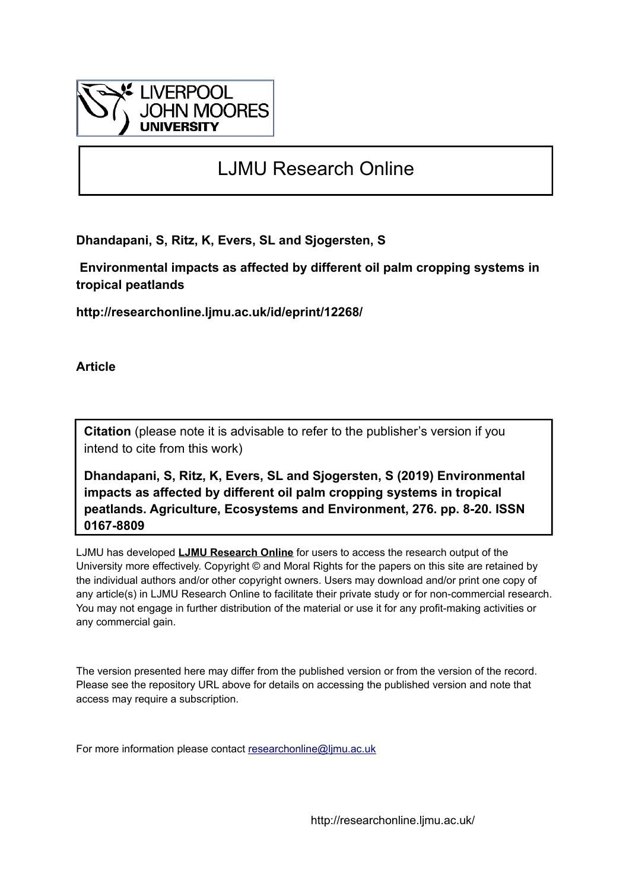LIVERPOOL JOHN MOORES UNIVERSITY

# LJMU Research Online

**Dhandapani, S, Ritz, K, Evers, SL and Sjogersten, S**

**Environmental impacts as affected by different oil palm cropping systems in tropical peatlands**

**http://researchonline.ljmu.ac.uk/id/eprint/12268/**

**Article**

**Citation** (please note it is advisable to refer to the publisher's version if you intend to cite from this work)

**Dhandapani, S, Ritz, K, Evers, SL and Sjogersten, S (2019) Environmental impacts as affected by different oil palm cropping systems in tropical peatlands. Agriculture, Ecosystems and Environment, 276. pp. 8-20. ISSN 0167-8809**

LJMU has developed **LJMU Research Online** for users to access the research output of the University more effectively. Copyright © and Moral Rights for the papers on this site are retained by the individual authors and/or other copyright owners. Users may download and/or print one copy of any article(s) in LJMU Research Online to facilitate their private study or for non-commercial research. You may not engage in further distribution of the material or use it for any profit-making activities or any commercial gain.

The version presented here may differ from the published version or from the version of the record. Please see the repository URL above for details on accessing the published version and note that access may require a subscription.

For more information please contact researchonline@ljmu.ac.uk

http://researchonline.ljmu.ac.uk/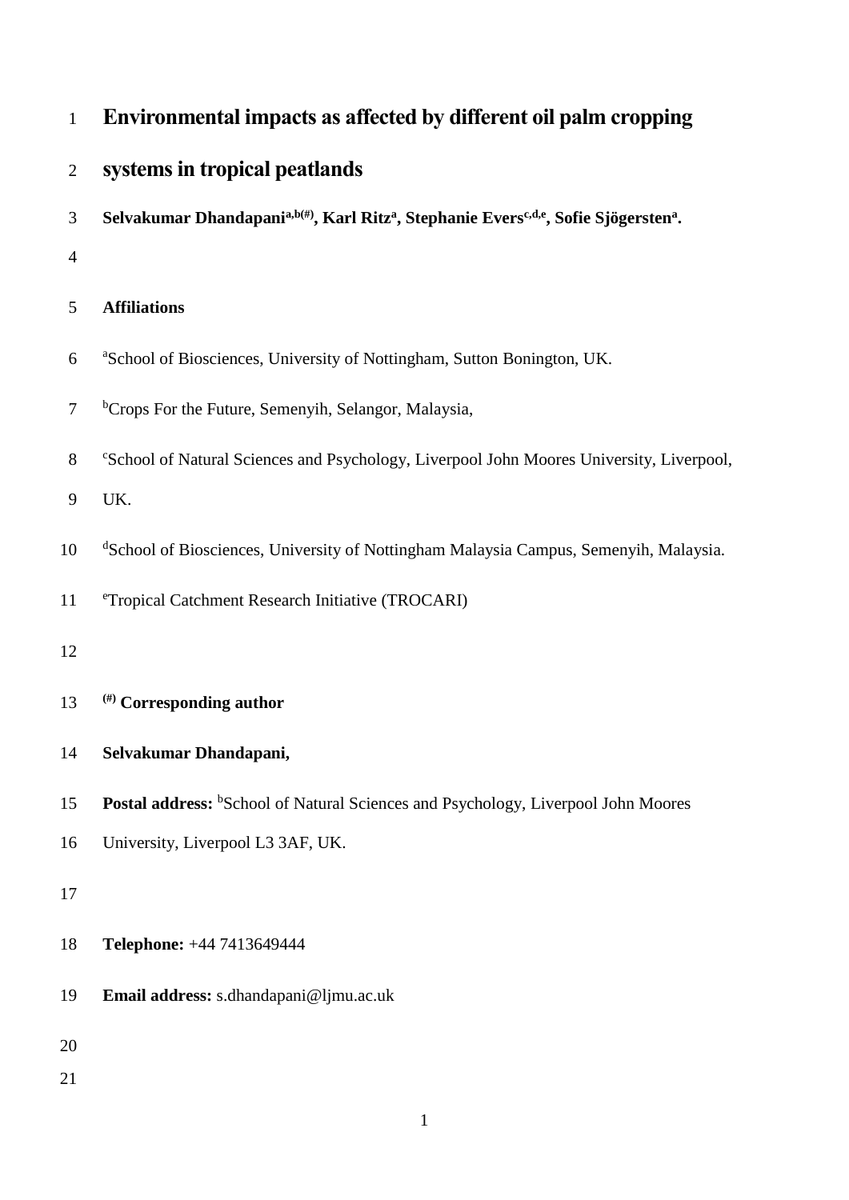# Environmental impacts as affected by different oil palm cropping systems in tropical peatlands

**Selvakumar Dhandapani[a,b(#)], Karl Ritz[a], Stephanie Evers[c,d,e], Sofie Sjögersten[a].**

**Affiliations**

[a]School of Biosciences, University of Nottingham, Sutton Bonington, UK.

[b]Crops For the Future, Semenyih, Selangor, Malaysia,

[c]School of Natural Sciences and Psychology, Liverpool John Moores University, Liverpool, UK.

[d]School of Biosciences, University of Nottingham Malaysia Campus, Semenyih, Malaysia.

[e]Tropical Catchment Research Initiative (TROCARI)

**[(#)] Corresponding author**

**Selvakumar Dhandapani,**

**Postal address:** [b]School of Natural Sciences and Psychology, Liverpool John Moores University, Liverpool L3 3AF, UK.

**Telephone:** +44 7413649444

**Email address:** s.dhandapani@ljmu.ac.uk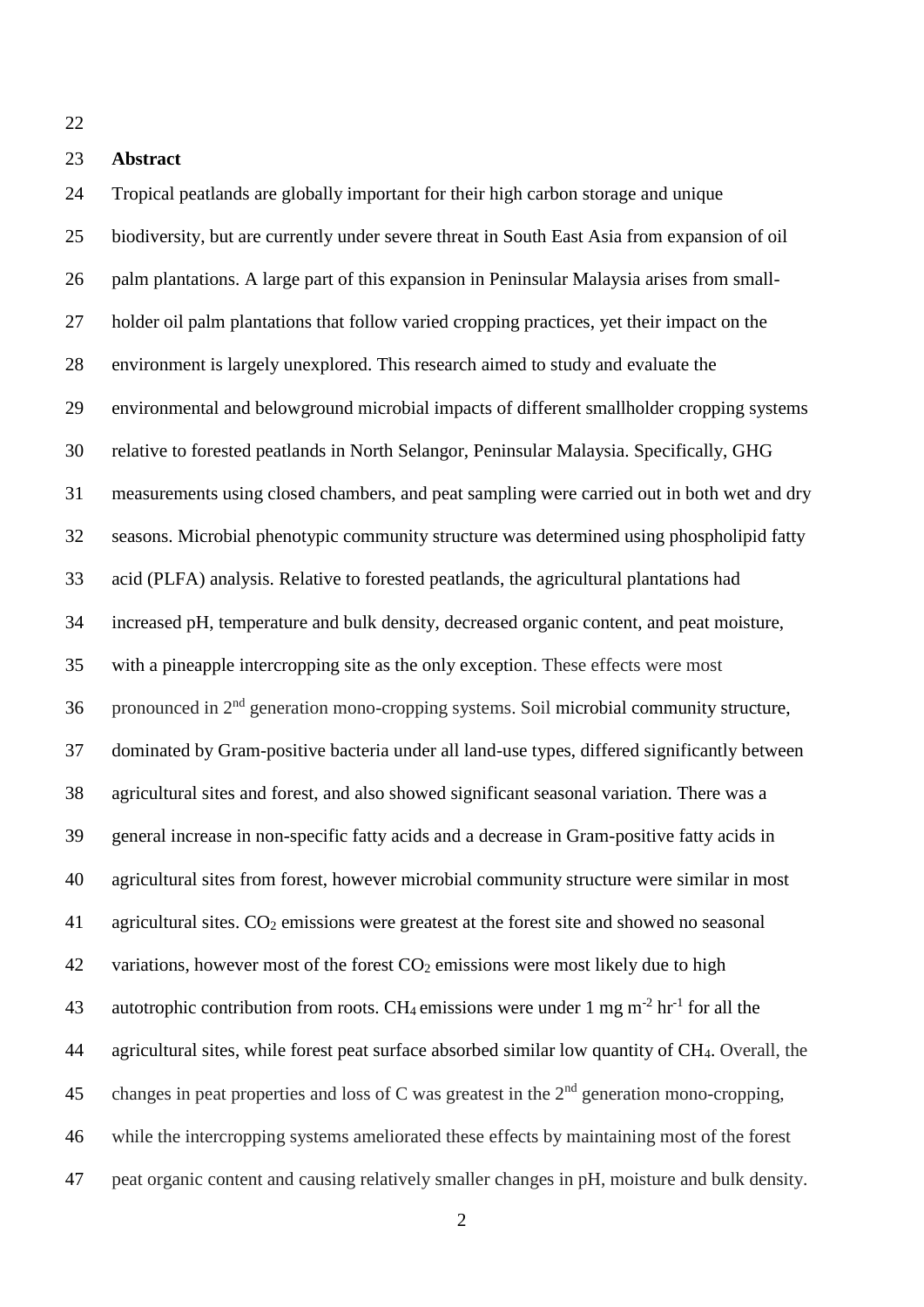## Abstract

Tropical peatlands are globally important for their high carbon storage and unique biodiversity, but are currently under severe threat in South East Asia from expansion of oil palm plantations. A large part of this expansion in Peninsular Malaysia arises from small-holder oil palm plantations that follow varied cropping practices, yet their impact on the environment is largely unexplored. This research aimed to study and evaluate the environmental and belowground microbial impacts of different smallholder cropping systems relative to forested peatlands in North Selangor, Peninsular Malaysia. Specifically, GHG measurements using closed chambers, and peat sampling were carried out in both wet and dry seasons. Microbial phenotypic community structure was determined using phospholipid fatty acid (PLFA) analysis. Relative to forested peatlands, the agricultural plantations had increased pH, temperature and bulk density, decreased organic content, and peat moisture, with a pineapple intercropping site as the only exception. These effects were most pronounced in 2nd generation mono-cropping systems. Soil microbial community structure, dominated by Gram-positive bacteria under all land-use types, differed significantly between agricultural sites and forest, and also showed significant seasonal variation. There was a general increase in non-specific fatty acids and a decrease in Gram-positive fatty acids in agricultural sites from forest, however microbial community structure were similar in most agricultural sites. $CO_2$ emissions were greatest at the forest site and showed no seasonal variations, however most of the forest $CO_2$ emissions were most likely due to high autotrophic contribution from roots. $CH_4$ emissions were under 1 mg $m^{-2}$ $hr^{-1}$ for all the agricultural sites, while forest peat surface absorbed similar low quantity of $CH_4$. Overall, the changes in peat properties and loss of C was greatest in the 2nd generation mono-cropping, while the intercropping systems ameliorated these effects by maintaining most of the forest peat organic content and causing relatively smaller changes in pH, moisture and bulk density.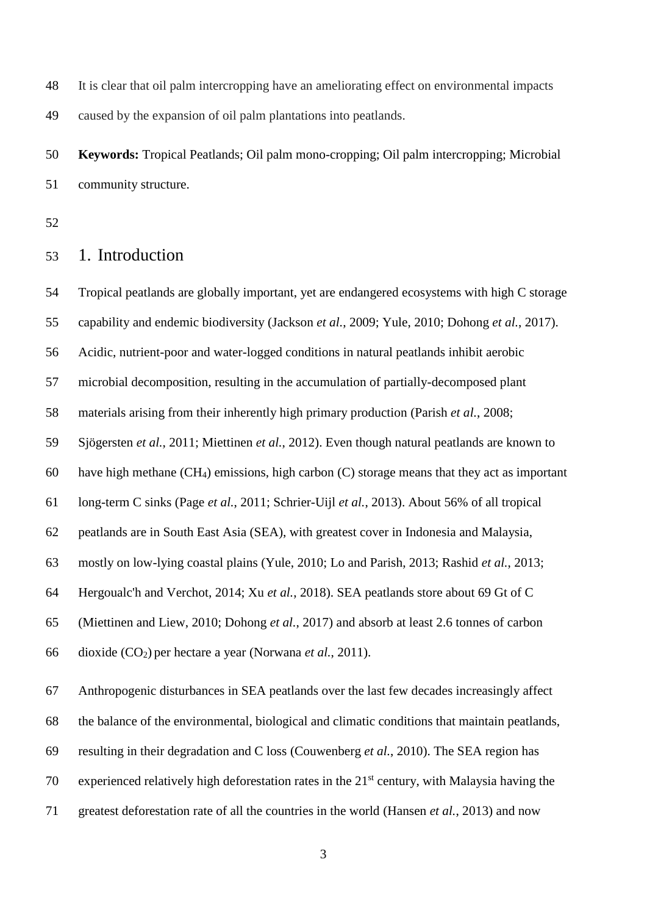It is clear that oil palm intercropping have an ameliorating effect on environmental impacts caused by the expansion of oil palm plantations into peatlands.

**Keywords:** Tropical Peatlands; Oil palm mono-cropping; Oil palm intercropping; Microbial community structure.

# 1. Introduction

Tropical peatlands are globally important, yet are endangered ecosystems with high C storage capability and endemic biodiversity (Jackson *et al.*, 2009; Yule, 2010; Dohong *et al.*, 2017). Acidic, nutrient-poor and water-logged conditions in natural peatlands inhibit aerobic microbial decomposition, resulting in the accumulation of partially-decomposed plant materials arising from their inherently high primary production (Parish *et al.*, 2008; Sjögersten *et al.*, 2011; Miettinen *et al.*, 2012). Even though natural peatlands are known to have high methane ($CH_4$) emissions, high carbon (C) storage means that they act as important long-term C sinks (Page *et al.*, 2011; Schrier-Uijl *et al.*, 2013). About 56% of all tropical peatlands are in South East Asia (SEA), with greatest cover in Indonesia and Malaysia, mostly on low-lying coastal plains (Yule, 2010; Lo and Parish, 2013; Rashid *et al.*, 2013; Hergoualc'h and Verchot, 2014; Xu *et al.*, 2018). SEA peatlands store about 69 Gt of C (Miettinen and Liew, 2010; Dohong *et al.*, 2017) and absorb at least 2.6 tonnes of carbon dioxide ($CO_2$) per hectare a year (Norwana *et al.*, 2011).

Anthropogenic disturbances in SEA peatlands over the last few decades increasingly affect the balance of the environmental, biological and climatic conditions that maintain peatlands, resulting in their degradation and C loss (Couwenberg *et al.*, 2010). The SEA region has experienced relatively high deforestation rates in the 21$^{st}$ century, with Malaysia having the greatest deforestation rate of all the countries in the world (Hansen *et al.*, 2013) and now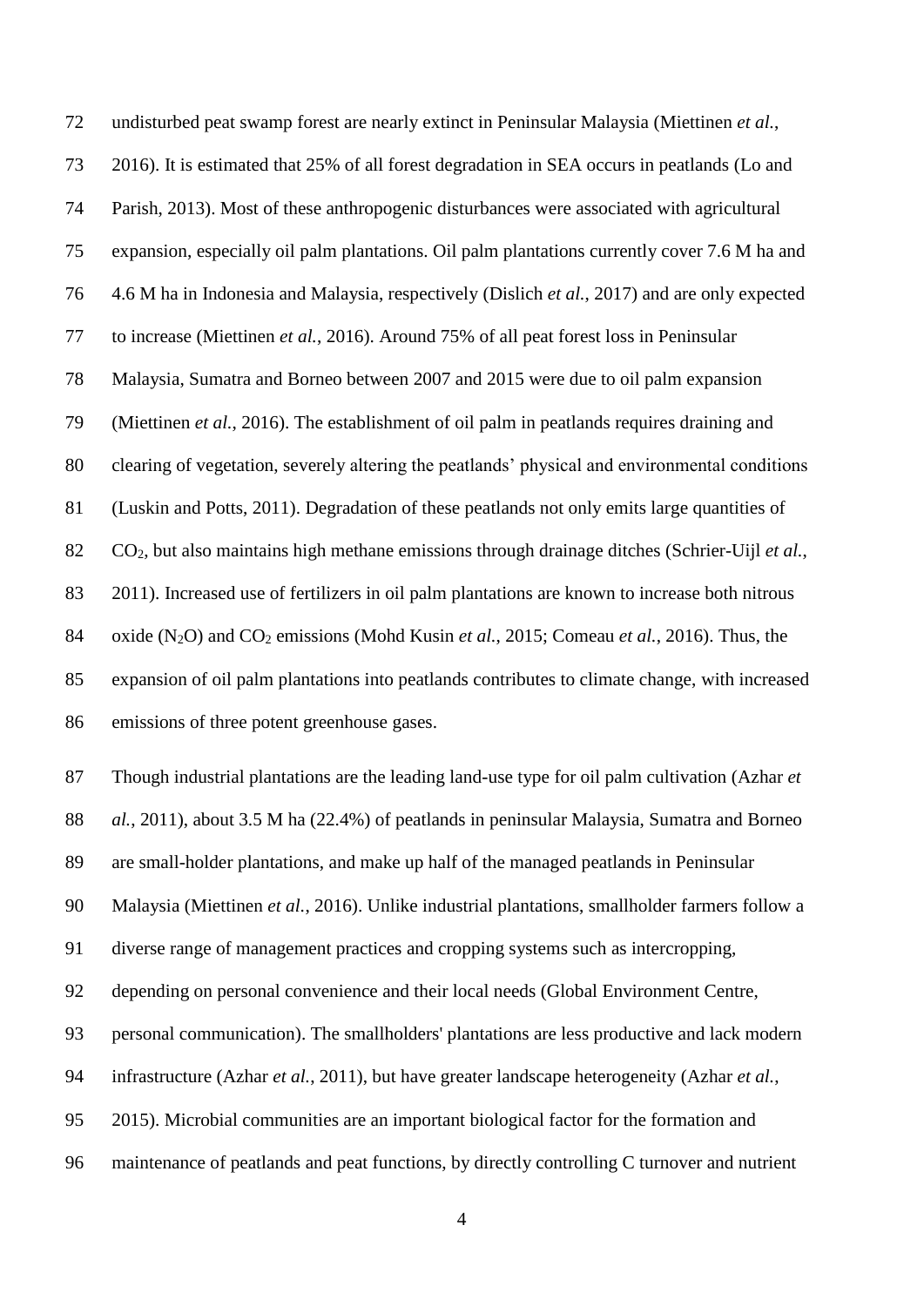undisturbed peat swamp forest are nearly extinct in Peninsular Malaysia (Miettinen *et al.*, 2016). It is estimated that 25% of all forest degradation in SEA occurs in peatlands (Lo and Parish, 2013). Most of these anthropogenic disturbances were associated with agricultural expansion, especially oil palm plantations. Oil palm plantations currently cover 7.6 M ha and 4.6 M ha in Indonesia and Malaysia, respectively (Dislich *et al.*, 2017) and are only expected to increase (Miettinen *et al.*, 2016). Around 75% of all peat forest loss in Peninsular Malaysia, Sumatra and Borneo between 2007 and 2015 were due to oil palm expansion (Miettinen *et al.*, 2016). The establishment of oil palm in peatlands requires draining and clearing of vegetation, severely altering the peatlands' physical and environmental conditions (Luskin and Potts, 2011). Degradation of these peatlands not only emits large quantities of $CO_2$, but also maintains high methane emissions through drainage ditches (Schrier-Uijl *et al.*, 2011). Increased use of fertilizers in oil palm plantations are known to increase both nitrous oxide ($N_2O$) and $CO_2$ emissions (Mohd Kusin *et al.*, 2015; Comeau *et al.*, 2016). Thus, the expansion of oil palm plantations into peatlands contributes to climate change, with increased emissions of three potent greenhouse gases.

Though industrial plantations are the leading land-use type for oil palm cultivation (Azhar *et al.*, 2011), about 3.5 M ha (22.4%) of peatlands in peninsular Malaysia, Sumatra and Borneo are small-holder plantations, and make up half of the managed peatlands in Peninsular Malaysia (Miettinen *et al.*, 2016). Unlike industrial plantations, smallholder farmers follow a diverse range of management practices and cropping systems such as intercropping, depending on personal convenience and their local needs (Global Environment Centre, personal communication). The smallholders' plantations are less productive and lack modern infrastructure (Azhar *et al.*, 2011), but have greater landscape heterogeneity (Azhar *et al.*, 2015). Microbial communities are an important biological factor for the formation and maintenance of peatlands and peat functions, by directly controlling C turnover and nutrient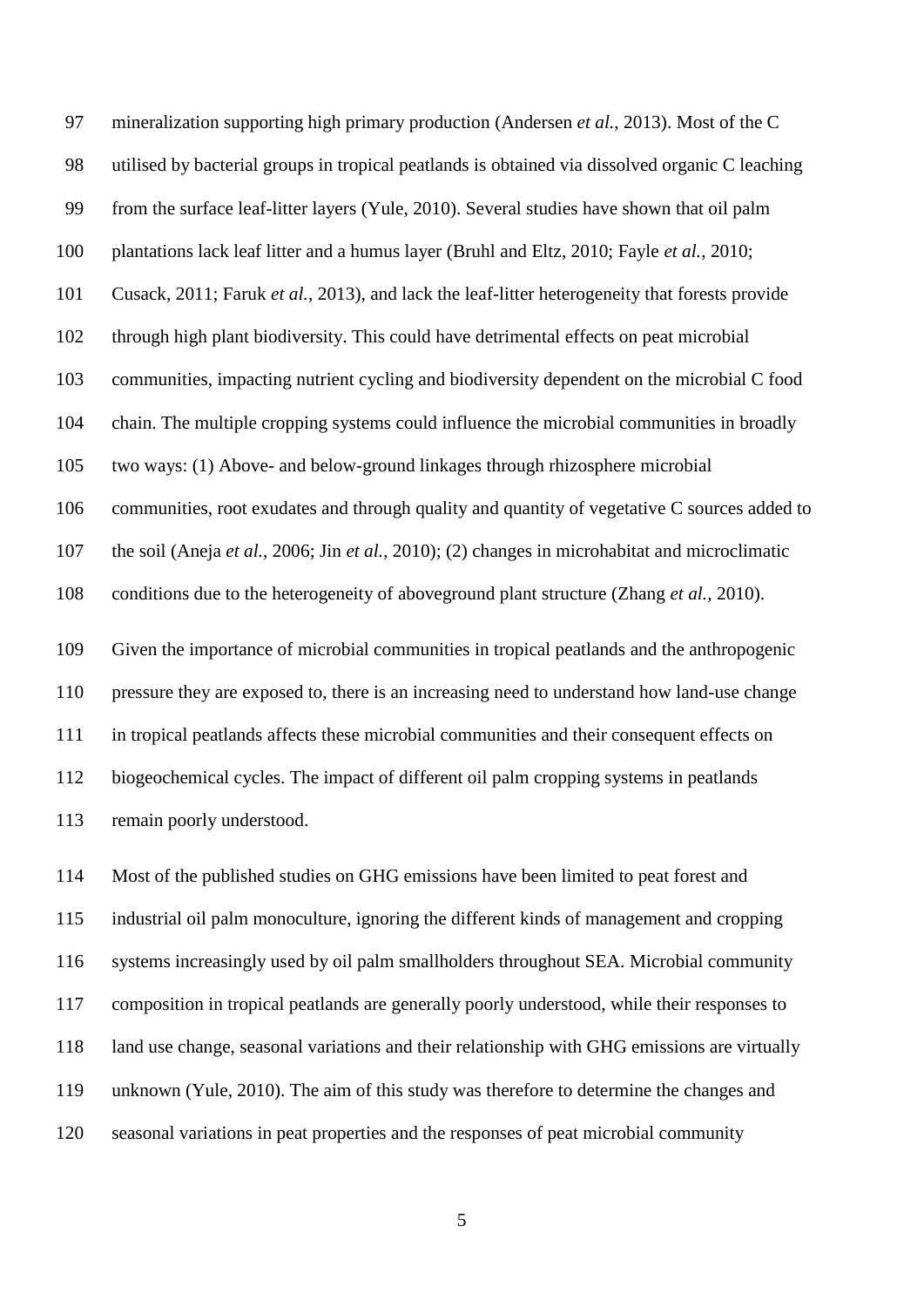mineralization supporting high primary production (Andersen *et al.*, 2013). Most of the C utilised by bacterial groups in tropical peatlands is obtained via dissolved organic C leaching from the surface leaf-litter layers (Yule, 2010). Several studies have shown that oil palm plantations lack leaf litter and a humus layer (Bruhl and Eltz, 2010; Fayle *et al.*, 2010; Cusack, 2011; Faruk *et al.*, 2013), and lack the leaf-litter heterogeneity that forests provide through high plant biodiversity. This could have detrimental effects on peat microbial communities, impacting nutrient cycling and biodiversity dependent on the microbial C food chain. The multiple cropping systems could influence the microbial communities in broadly two ways: (1) Above- and below-ground linkages through rhizosphere microbial communities, root exudates and through quality and quantity of vegetative C sources added to the soil (Aneja *et al.*, 2006; Jin *et al.*, 2010); (2) changes in microhabitat and microclimatic conditions due to the heterogeneity of aboveground plant structure (Zhang *et al.*, 2010).

Given the importance of microbial communities in tropical peatlands and the anthropogenic pressure they are exposed to, there is an increasing need to understand how land-use change in tropical peatlands affects these microbial communities and their consequent effects on biogeochemical cycles. The impact of different oil palm cropping systems in peatlands remain poorly understood.

Most of the published studies on GHG emissions have been limited to peat forest and industrial oil palm monoculture, ignoring the different kinds of management and cropping systems increasingly used by oil palm smallholders throughout SEA. Microbial community composition in tropical peatlands are generally poorly understood, while their responses to land use change, seasonal variations and their relationship with GHG emissions are virtually unknown (Yule, 2010). The aim of this study was therefore to determine the changes and seasonal variations in peat properties and the responses of peat microbial community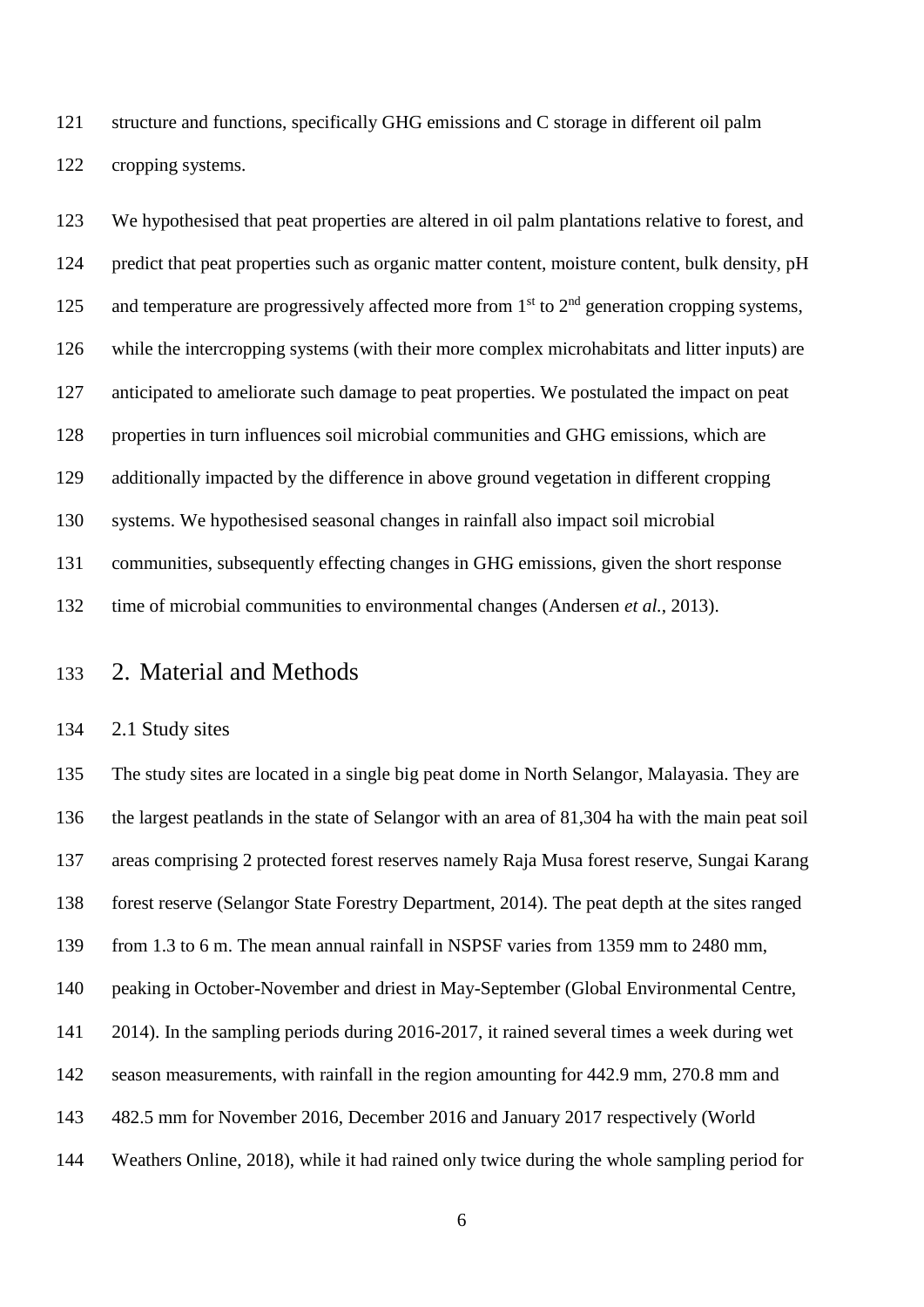structure and functions, specifically GHG emissions and C storage in different oil palm cropping systems.

We hypothesised that peat properties are altered in oil palm plantations relative to forest, and predict that peat properties such as organic matter content, moisture content, bulk density, pH and temperature are progressively affected more from 1st to 2nd generation cropping systems, while the intercropping systems (with their more complex microhabitats and litter inputs) are anticipated to ameliorate such damage to peat properties. We postulated the impact on peat properties in turn influences soil microbial communities and GHG emissions, which are additionally impacted by the difference in above ground vegetation in different cropping systems. We hypothesised seasonal changes in rainfall also impact soil microbial communities, subsequently effecting changes in GHG emissions, given the short response time of microbial communities to environmental changes (Andersen *et al.*, 2013).

# 2. Material and Methods

## 2.1 Study sites

The study sites are located in a single big peat dome in North Selangor, Malayasia. They are the largest peatlands in the state of Selangor with an area of 81,304 ha with the main peat soil areas comprising 2 protected forest reserves namely Raja Musa forest reserve, Sungai Karang forest reserve (Selangor State Forestry Department, 2014). The peat depth at the sites ranged from 1.3 to 6 m. The mean annual rainfall in NSPSF varies from 1359 mm to 2480 mm, peaking in October-November and driest in May-September (Global Environmental Centre, 2014). In the sampling periods during 2016-2017, it rained several times a week during wet season measurements, with rainfall in the region amounting for 442.9 mm, 270.8 mm and 482.5 mm for November 2016, December 2016 and January 2017 respectively (World Weathers Online, 2018), while it had rained only twice during the whole sampling period for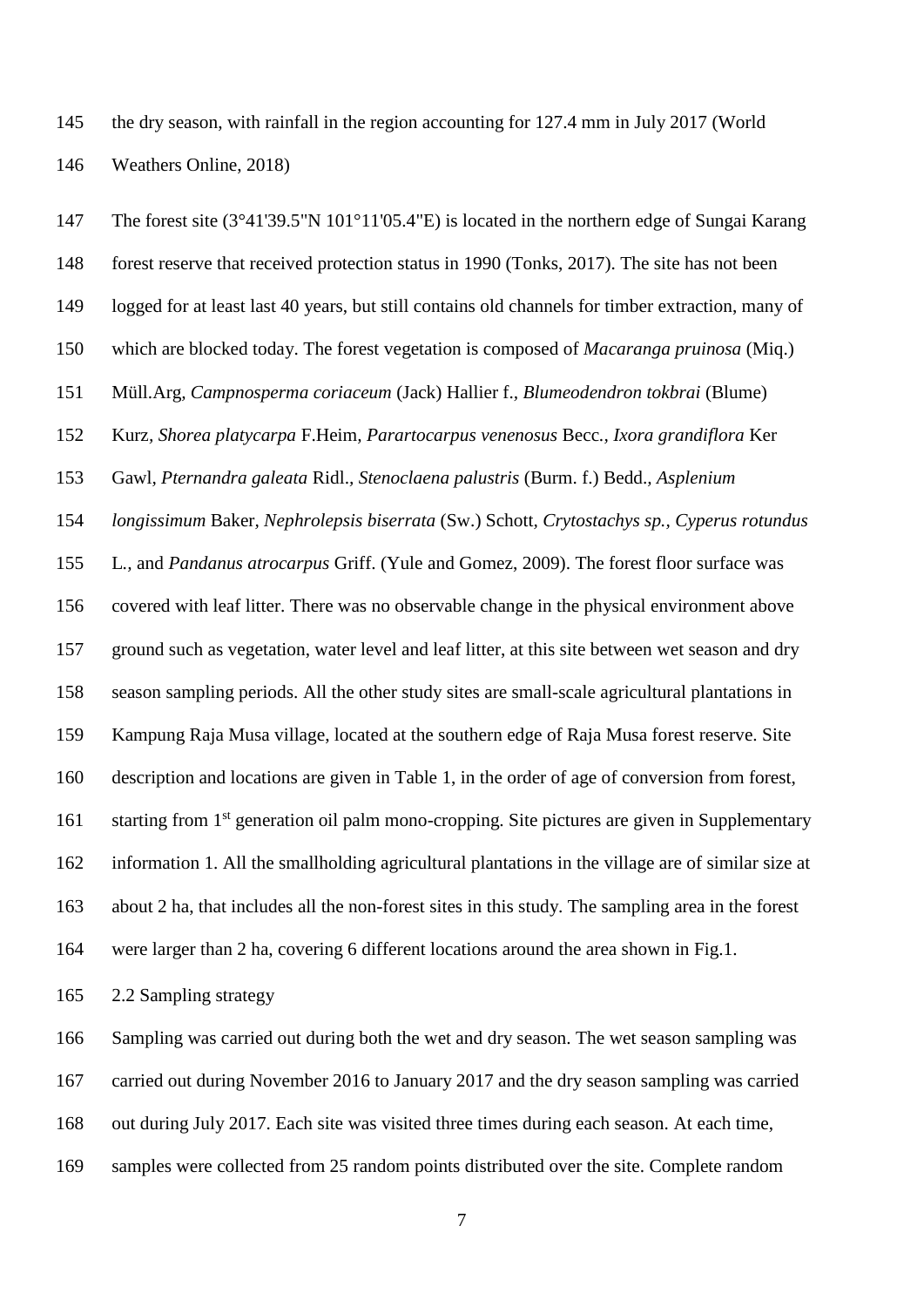the dry season, with rainfall in the region accounting for 127.4 mm in July 2017 (World Weathers Online, 2018)

The forest site (3°41'39.5"N 101°11'05.4"E) is located in the northern edge of Sungai Karang forest reserve that received protection status in 1990 (Tonks, 2017). The site has not been logged for at least last 40 years, but still contains old channels for timber extraction, many of which are blocked today. The forest vegetation is composed of *Macaranga pruinosa* (Miq.) Müll.Arg, *Campnosperma coriaceum* (Jack) Hallier f., *Blumeodendron tokbrai* (Blume) Kurz, *Shorea platycarpa* F.Heim, *Parartocarpus venenosus* Becc., *Ixora grandiflora* Ker Gawl, *Pternandra galeata* Ridl., *Stenoclaena palustris* (Burm. f.) Bedd., *Asplenium longissimum* Baker, *Nephrolepsis biserrata* (Sw.) Schott, *Crytostachys sp.*, *Cyperus rotundus* L., and *Pandanus atrocarpus* Griff. (Yule and Gomez, 2009). The forest floor surface was covered with leaf litter. There was no observable change in the physical environment above ground such as vegetation, water level and leaf litter, at this site between wet season and dry season sampling periods. All the other study sites are small-scale agricultural plantations in Kampung Raja Musa village, located at the southern edge of Raja Musa forest reserve. Site description and locations are given in Table 1, in the order of age of conversion from forest, starting from 1st generation oil palm mono-cropping. Site pictures are given in Supplementary information 1. All the smallholding agricultural plantations in the village are of similar size at about 2 ha, that includes all the non-forest sites in this study. The sampling area in the forest were larger than 2 ha, covering 6 different locations around the area shown in Fig.1.

## 2.2 Sampling strategy

Sampling was carried out during both the wet and dry season. The wet season sampling was carried out during November 2016 to January 2017 and the dry season sampling was carried out during July 2017. Each site was visited three times during each season. At each time, samples were collected from 25 random points distributed over the site. Complete random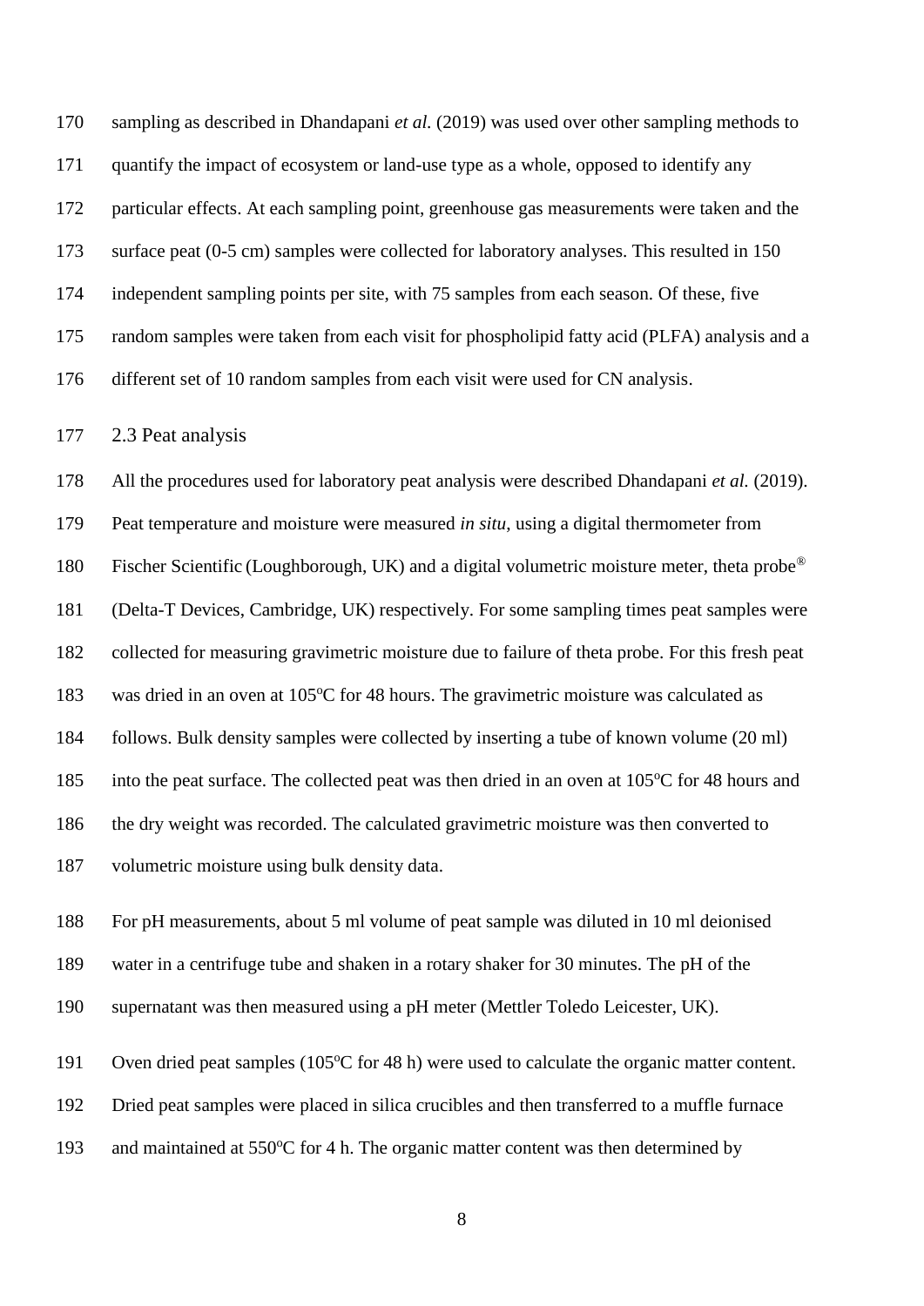sampling as described in Dhandapani *et al.* (2019) was used over other sampling methods to quantify the impact of ecosystem or land-use type as a whole, opposed to identify any particular effects. At each sampling point, greenhouse gas measurements were taken and the surface peat (0-5 cm) samples were collected for laboratory analyses. This resulted in 150 independent sampling points per site, with 75 samples from each season. Of these, five random samples were taken from each visit for phospholipid fatty acid (PLFA) analysis and a different set of 10 random samples from each visit were used for CN analysis.

## 2.3 Peat analysis

All the procedures used for laboratory peat analysis were described Dhandapani *et al.* (2019). Peat temperature and moisture were measured *in situ*, using a digital thermometer from Fischer Scientific (Loughborough, UK) and a digital volumetric moisture meter, theta probe® (Delta-T Devices, Cambridge, UK) respectively. For some sampling times peat samples were collected for measuring gravimetric moisture due to failure of theta probe. For this fresh peat was dried in an oven at 105°C for 48 hours. The gravimetric moisture was calculated as follows. Bulk density samples were collected by inserting a tube of known volume (20 ml) into the peat surface. The collected peat was then dried in an oven at 105°C for 48 hours and the dry weight was recorded. The calculated gravimetric moisture was then converted to volumetric moisture using bulk density data.

For pH measurements, about 5 ml volume of peat sample was diluted in 10 ml deionised water in a centrifuge tube and shaken in a rotary shaker for 30 minutes. The pH of the supernatant was then measured using a pH meter (Mettler Toledo Leicester, UK).

Oven dried peat samples (105°C for 48 h) were used to calculate the organic matter content. Dried peat samples were placed in silica crucibles and then transferred to a muffle furnace and maintained at 550°C for 4 h. The organic matter content was then determined by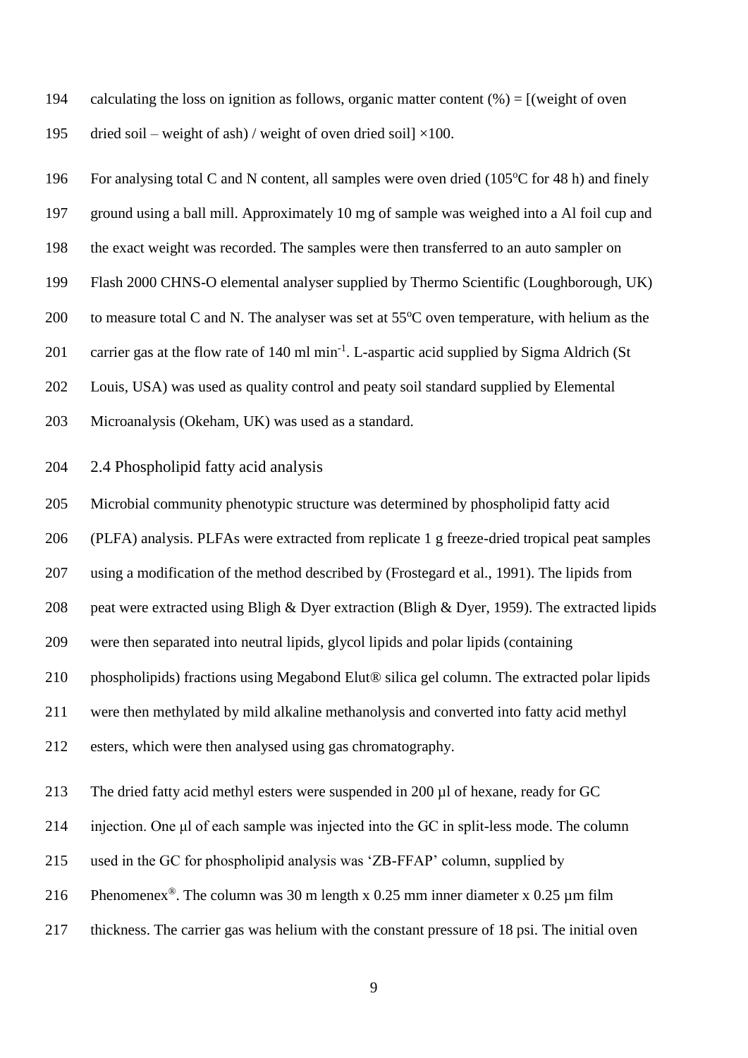calculating the loss on ignition as follows, organic matter content (%) = [(weight of oven dried soil – weight of ash) / weight of oven dried soil] ×100.

For analysing total C and N content, all samples were oven dried (105°C for 48 h) and finely ground using a ball mill. Approximately 10 mg of sample was weighed into a Al foil cup and the exact weight was recorded. The samples were then transferred to an auto sampler on Flash 2000 CHNS-O elemental analyser supplied by Thermo Scientific (Loughborough, UK) to measure total C and N. The analyser was set at 55°C oven temperature, with helium as the carrier gas at the flow rate of 140 ml $min^{-1}$. L-aspartic acid supplied by Sigma Aldrich (St Louis, USA) was used as quality control and peaty soil standard supplied by Elemental Microanalysis (Okeham, UK) was used as a standard.

## 2.4 Phospholipid fatty acid analysis

Microbial community phenotypic structure was determined by phospholipid fatty acid (PLFA) analysis. PLFAs were extracted from replicate 1 g freeze-dried tropical peat samples using a modification of the method described by (Frostegard et al., 1991). The lipids from peat were extracted using Bligh & Dyer extraction (Bligh & Dyer, 1959). The extracted lipids were then separated into neutral lipids, glycol lipids and polar lipids (containing phospholipids) fractions using Megabond Elut® silica gel column. The extracted polar lipids were then methylated by mild alkaline methanolysis and converted into fatty acid methyl esters, which were then analysed using gas chromatography.

The dried fatty acid methyl esters were suspended in 200 µl of hexane, ready for GC injection. One µl of each sample was injected into the GC in split-less mode. The column used in the GC for phospholipid analysis was 'ZB-FFAP' column, supplied by Phenomenex®. The column was 30 m length x 0.25 mm inner diameter x 0.25 µm film thickness. The carrier gas was helium with the constant pressure of 18 psi. The initial oven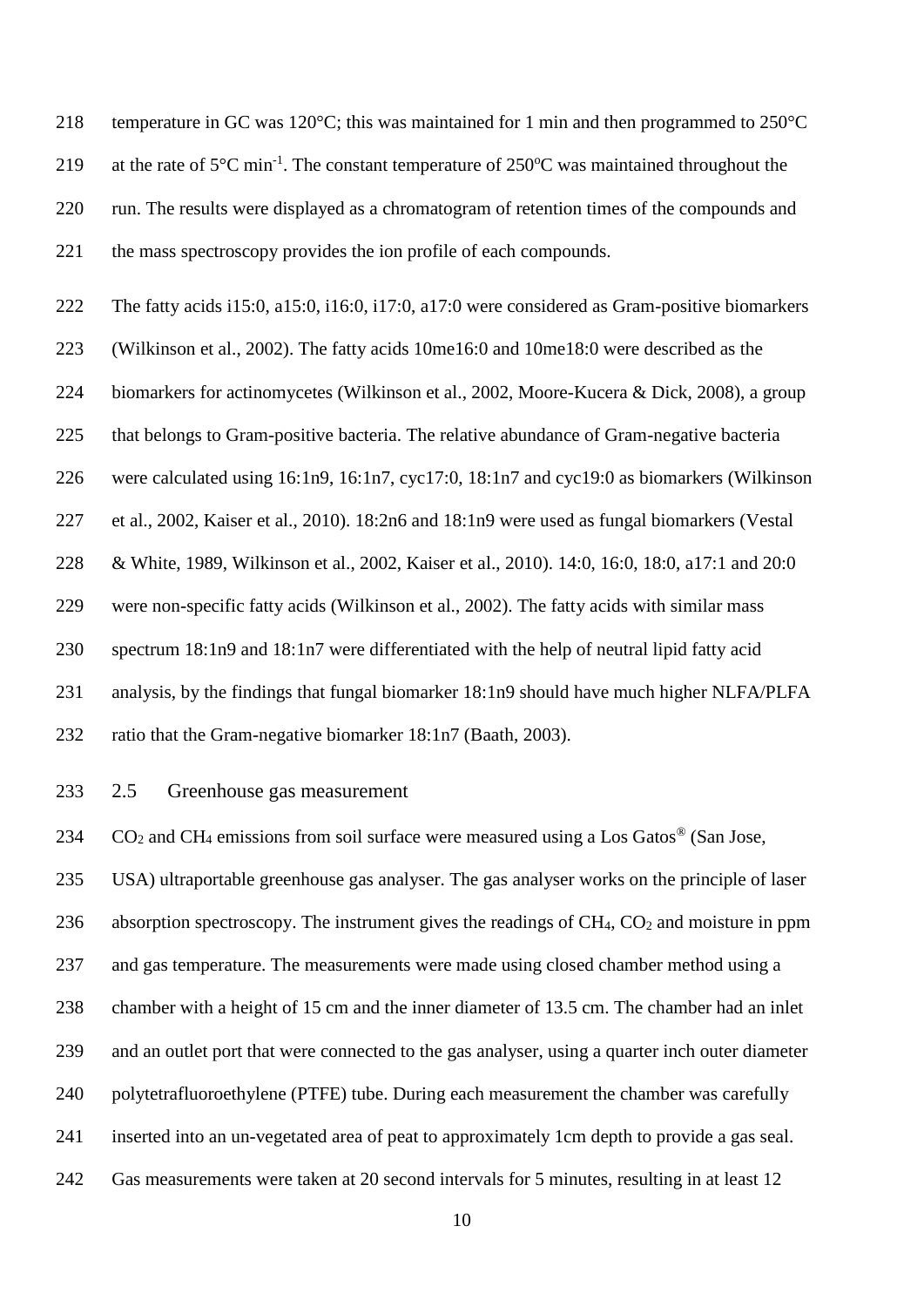temperature in GC was 120°C; this was maintained for 1 min and then programmed to 250°C at the rate of 5°C $min^{-1}$. The constant temperature of 250°C was maintained throughout the run. The results were displayed as a chromatogram of retention times of the compounds and the mass spectroscopy provides the ion profile of each compounds.

The fatty acids i15:0, a15:0, i16:0, i17:0, a17:0 were considered as Gram-positive biomarkers (Wilkinson et al., 2002). The fatty acids 10me16:0 and 10me18:0 were described as the biomarkers for actinomycetes (Wilkinson et al., 2002, Moore-Kucera & Dick, 2008), a group that belongs to Gram-positive bacteria. The relative abundance of Gram-negative bacteria were calculated using 16:1n9, 16:1n7, cyc17:0, 18:1n7 and cyc19:0 as biomarkers (Wilkinson et al., 2002, Kaiser et al., 2010). 18:2n6 and 18:1n9 were used as fungal biomarkers (Vestal & White, 1989, Wilkinson et al., 2002, Kaiser et al., 2010). 14:0, 16:0, 18:0, a17:1 and 20:0 were non-specific fatty acids (Wilkinson et al., 2002). The fatty acids with similar mass spectrum 18:1n9 and 18:1n7 were differentiated with the help of neutral lipid fatty acid analysis, by the findings that fungal biomarker 18:1n9 should have much higher NLFA/PLFA ratio that the Gram-negative biomarker 18:1n7 (Baath, 2003).

## 2.5 Greenhouse gas measurement

$CO_2$ and $CH_4$ emissions from soil surface were measured using a Los Gatos® (San Jose, USA) ultraportable greenhouse gas analyser. The gas analyser works on the principle of laser absorption spectroscopy. The instrument gives the readings of $CH_4$, $CO_2$ and moisture in ppm and gas temperature. The measurements were made using closed chamber method using a chamber with a height of 15 cm and the inner diameter of 13.5 cm. The chamber had an inlet and an outlet port that were connected to the gas analyser, using a quarter inch outer diameter polytetrafluoroethylene (PTFE) tube. During each measurement the chamber was carefully inserted into an un-vegetated area of peat to approximately 1cm depth to provide a gas seal. Gas measurements were taken at 20 second intervals for 5 minutes, resulting in at least 12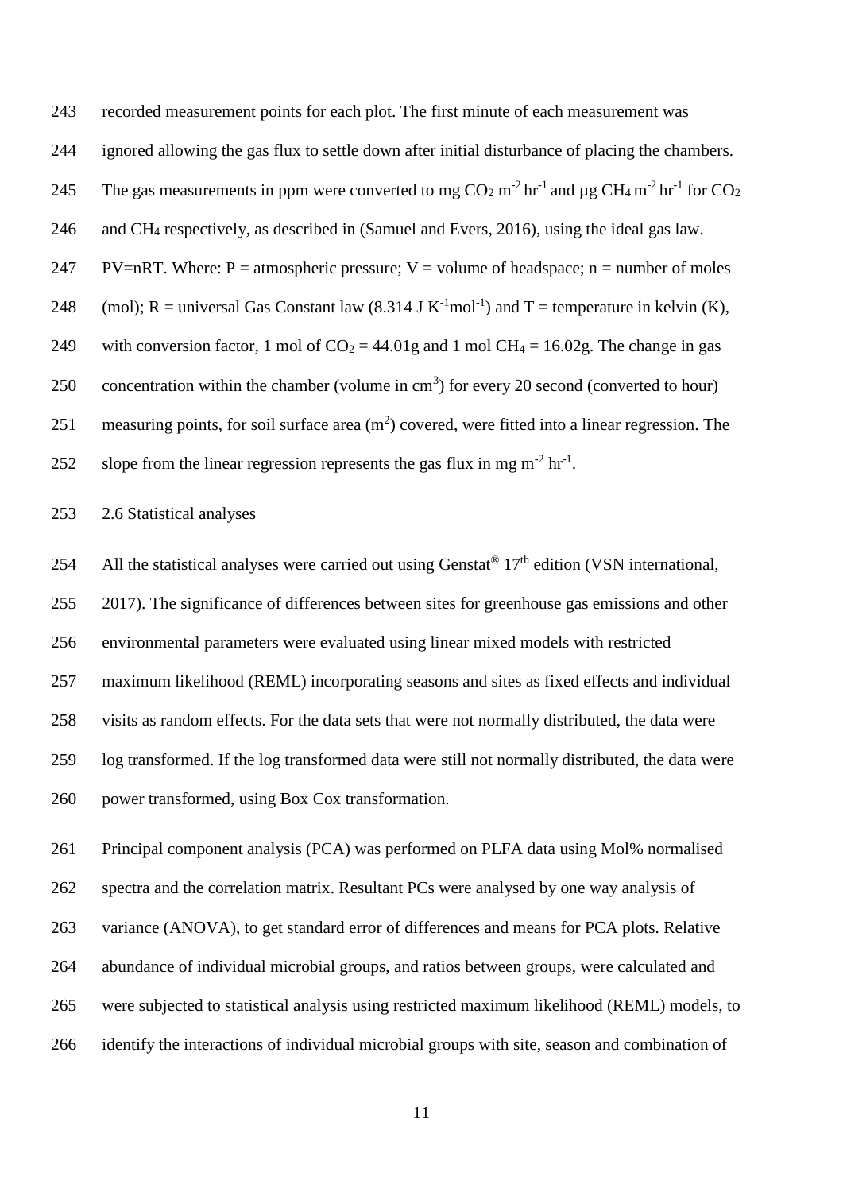recorded measurement points for each plot. The first minute of each measurement was ignored allowing the gas flux to settle down after initial disturbance of placing the chambers. The gas measurements in ppm were converted to mg $CO_2$ $m^{-2}$ $hr^{-1}$ and µg $CH_4$ $m^{-2}$ $hr^{-1}$ for $CO_2$ and $CH_4$ respectively, as described in (Samuel and Evers, 2016), using the ideal gas law. PV=nRT. Where: P = atmospheric pressure; V = volume of headspace; n = number of moles (mol); R = universal Gas Constant law (8.314 J $K^{-1}mol^{-1}$) and T = temperature in kelvin (K), with conversion factor, 1 mol of $CO_2$ = 44.01g and 1 mol $CH_4$ = 16.02g. The change in gas concentration within the chamber (volume in $cm^3$) for every 20 second (converted to hour) measuring points, for soil surface area ($m^2$) covered, were fitted into a linear regression. The slope from the linear regression represents the gas flux in mg $m^{-2}$ $hr^{-1}$.

## 2.6 Statistical analyses

All the statistical analyses were carried out using Genstat® 17th edition (VSN international, 2017). The significance of differences between sites for greenhouse gas emissions and other environmental parameters were evaluated using linear mixed models with restricted maximum likelihood (REML) incorporating seasons and sites as fixed effects and individual visits as random effects. For the data sets that were not normally distributed, the data were log transformed. If the log transformed data were still not normally distributed, the data were power transformed, using Box Cox transformation.

Principal component analysis (PCA) was performed on PLFA data using Mol% normalised spectra and the correlation matrix. Resultant PCs were analysed by one way analysis of variance (ANOVA), to get standard error of differences and means for PCA plots. Relative abundance of individual microbial groups, and ratios between groups, were calculated and were subjected to statistical analysis using restricted maximum likelihood (REML) models, to identify the interactions of individual microbial groups with site, season and combination of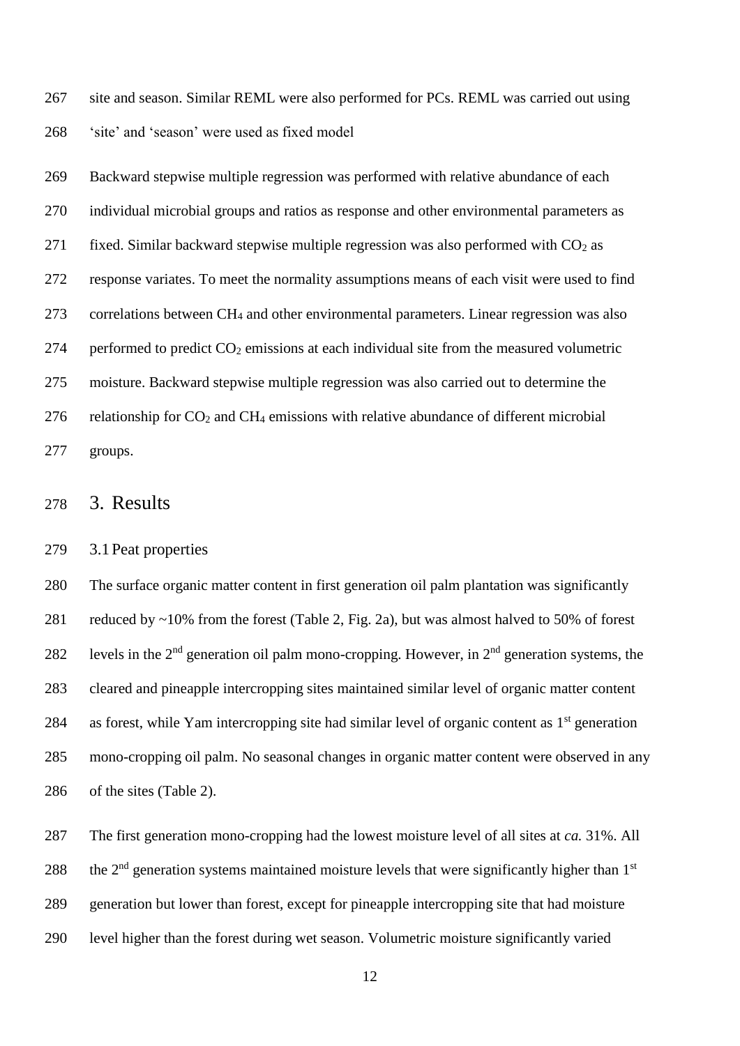site and season. Similar REML were also performed for PCs. REML was carried out using 'site' and 'season' were used as fixed model

Backward stepwise multiple regression was performed with relative abundance of each individual microbial groups and ratios as response and other environmental parameters as fixed. Similar backward stepwise multiple regression was also performed with $CO_2$ as response variates. To meet the normality assumptions means of each visit were used to find correlations between $CH_4$ and other environmental parameters. Linear regression was also performed to predict $CO_2$ emissions at each individual site from the measured volumetric moisture. Backward stepwise multiple regression was also carried out to determine the relationship for $CO_2$ and $CH_4$ emissions with relative abundance of different microbial groups.

# 3. Results

## 3.1 Peat properties

The surface organic matter content in first generation oil palm plantation was significantly reduced by ~10% from the forest (Table 2, Fig. 2a), but was almost halved to 50% of forest levels in the 2nd generation oil palm mono-cropping. However, in 2nd generation systems, the cleared and pineapple intercropping sites maintained similar level of organic matter content as forest, while Yam intercropping site had similar level of organic content as 1st generation mono-cropping oil palm. No seasonal changes in organic matter content were observed in any of the sites (Table 2).

The first generation mono-cropping had the lowest moisture level of all sites at *ca.* 31%. All the 2nd generation systems maintained moisture levels that were significantly higher than 1st generation but lower than forest, except for pineapple intercropping site that had moisture level higher than the forest during wet season. Volumetric moisture significantly varied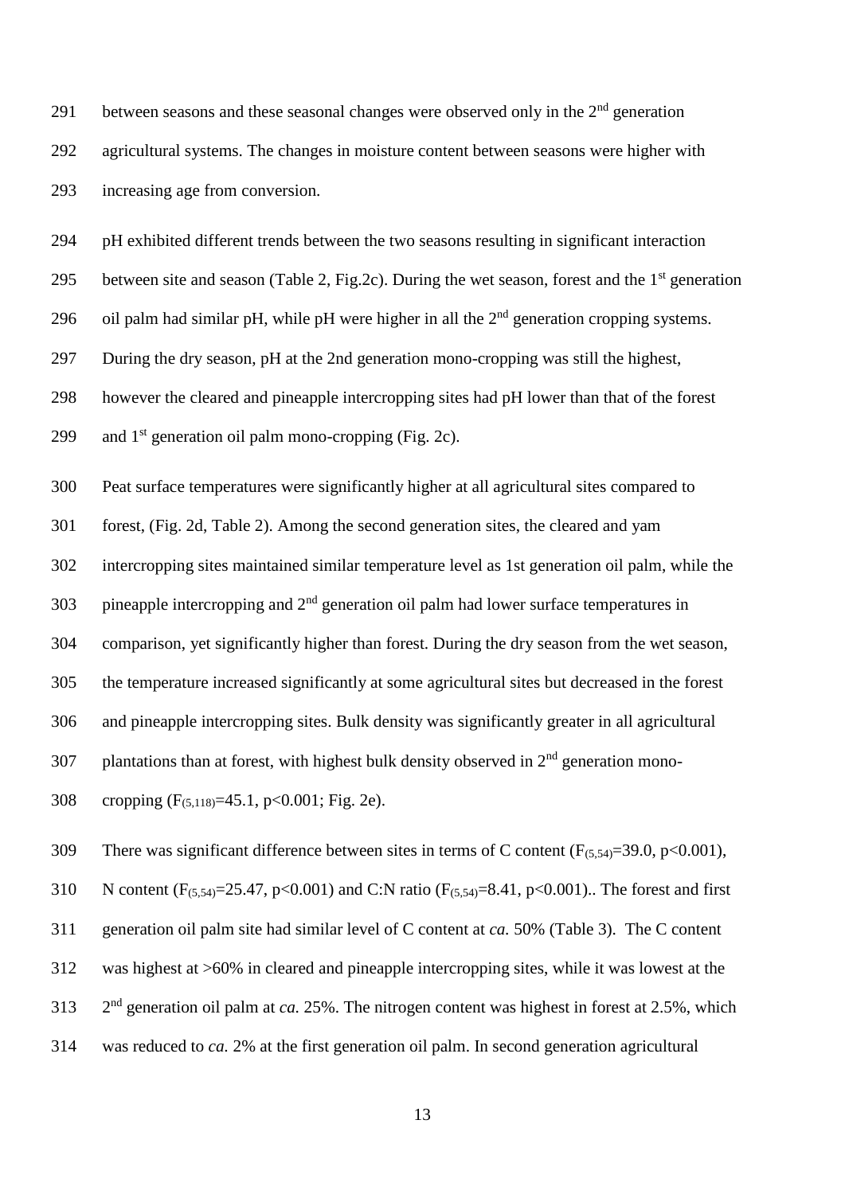between seasons and these seasonal changes were observed only in the 2nd generation agricultural systems. The changes in moisture content between seasons were higher with increasing age from conversion.

pH exhibited different trends between the two seasons resulting in significant interaction between site and season (Table 2, Fig.2c). During the wet season, forest and the 1st generation oil palm had similar pH, while pH were higher in all the 2nd generation cropping systems. During the dry season, pH at the 2nd generation mono-cropping was still the highest, however the cleared and pineapple intercropping sites had pH lower than that of the forest and 1st generation oil palm mono-cropping (Fig. 2c).

Peat surface temperatures were significantly higher at all agricultural sites compared to forest, (Fig. 2d, Table 2). Among the second generation sites, the cleared and yam intercropping sites maintained similar temperature level as 1st generation oil palm, while the pineapple intercropping and 2nd generation oil palm had lower surface temperatures in comparison, yet significantly higher than forest. During the dry season from the wet season, the temperature increased significantly at some agricultural sites but decreased in the forest and pineapple intercropping sites. Bulk density was significantly greater in all agricultural plantations than at forest, with highest bulk density observed in 2nd generation mono-cropping ($F_{(5,118)}$=45.1, $p$<0.001; Fig. 2e).

There was significant difference between sites in terms of C content ($F_{(5,54)}$=39.0, $p$<0.001), N content ($F_{(5,54)}$=25.47, $p$<0.001) and C:N ratio ($F_{(5,54)}$=8.41, $p$<0.001).. The forest and first generation oil palm site had similar level of C content at *ca.* 50% (Table 3). The C content was highest at >60% in cleared and pineapple intercropping sites, while it was lowest at the 2nd generation oil palm at *ca.* 25%. The nitrogen content was highest in forest at 2.5%, which was reduced to *ca.* 2% at the first generation oil palm. In second generation agricultural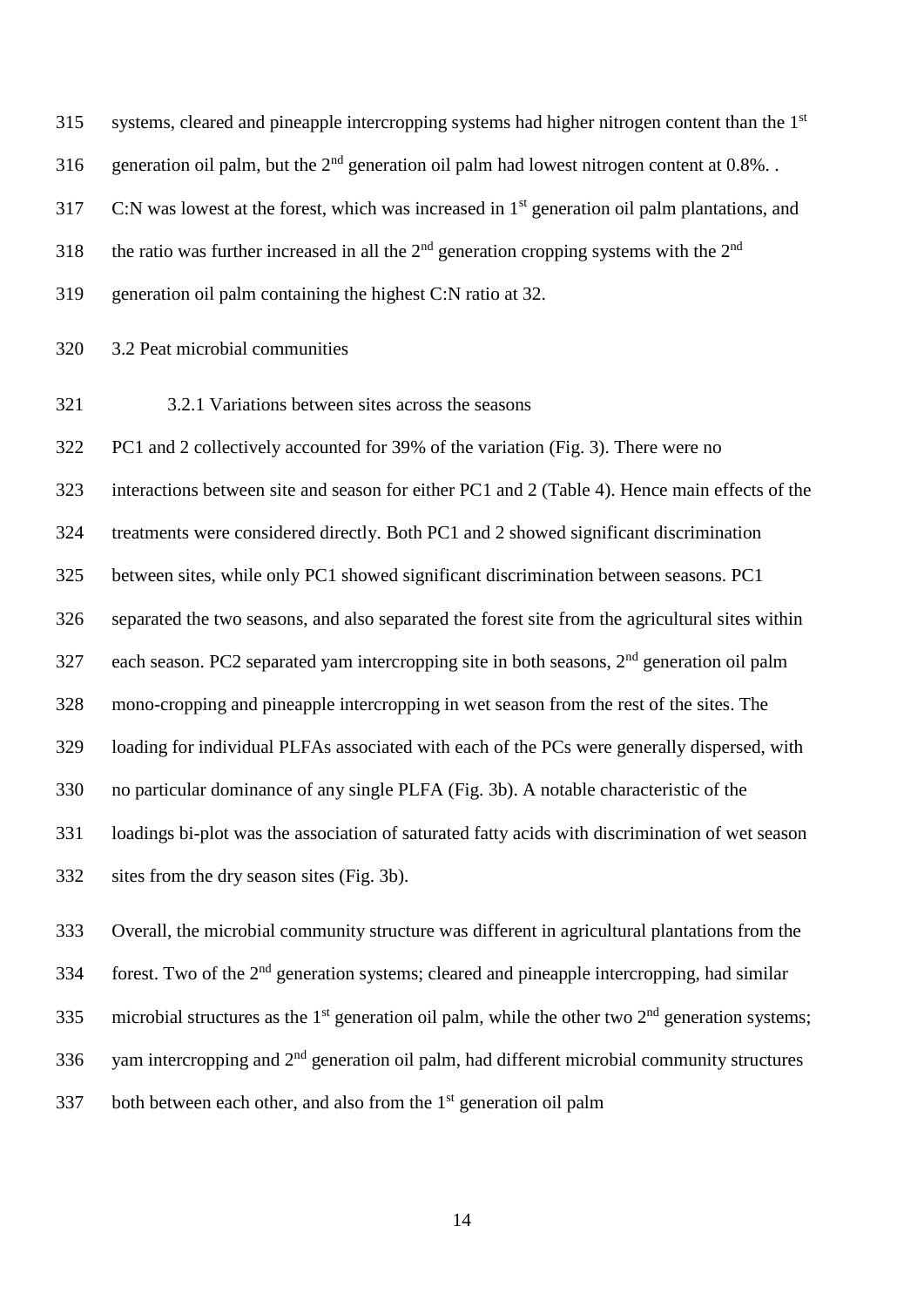systems, cleared and pineapple intercropping systems had higher nitrogen content than the 1st generation oil palm, but the 2nd generation oil palm had lowest nitrogen content at 0.8%. . C:N was lowest at the forest, which was increased in 1st generation oil palm plantations, and the ratio was further increased in all the 2nd generation cropping systems with the 2nd generation oil palm containing the highest C:N ratio at 32.

## 3.2 Peat microbial communities

### 3.2.1 Variations between sites across the seasons

PC1 and 2 collectively accounted for 39% of the variation (Fig. 3). There were no interactions between site and season for either PC1 and 2 (Table 4). Hence main effects of the treatments were considered directly. Both PC1 and 2 showed significant discrimination between sites, while only PC1 showed significant discrimination between seasons. PC1 separated the two seasons, and also separated the forest site from the agricultural sites within each season. PC2 separated yam intercropping site in both seasons, 2nd generation oil palm mono-cropping and pineapple intercropping in wet season from the rest of the sites. The loading for individual PLFAs associated with each of the PCs were generally dispersed, with no particular dominance of any single PLFA (Fig. 3b). A notable characteristic of the loadings bi-plot was the association of saturated fatty acids with discrimination of wet season sites from the dry season sites (Fig. 3b).

Overall, the microbial community structure was different in agricultural plantations from the forest. Two of the 2nd generation systems; cleared and pineapple intercropping, had similar microbial structures as the 1st generation oil palm, while the other two 2nd generation systems; yam intercropping and 2nd generation oil palm, had different microbial community structures both between each other, and also from the 1st generation oil palm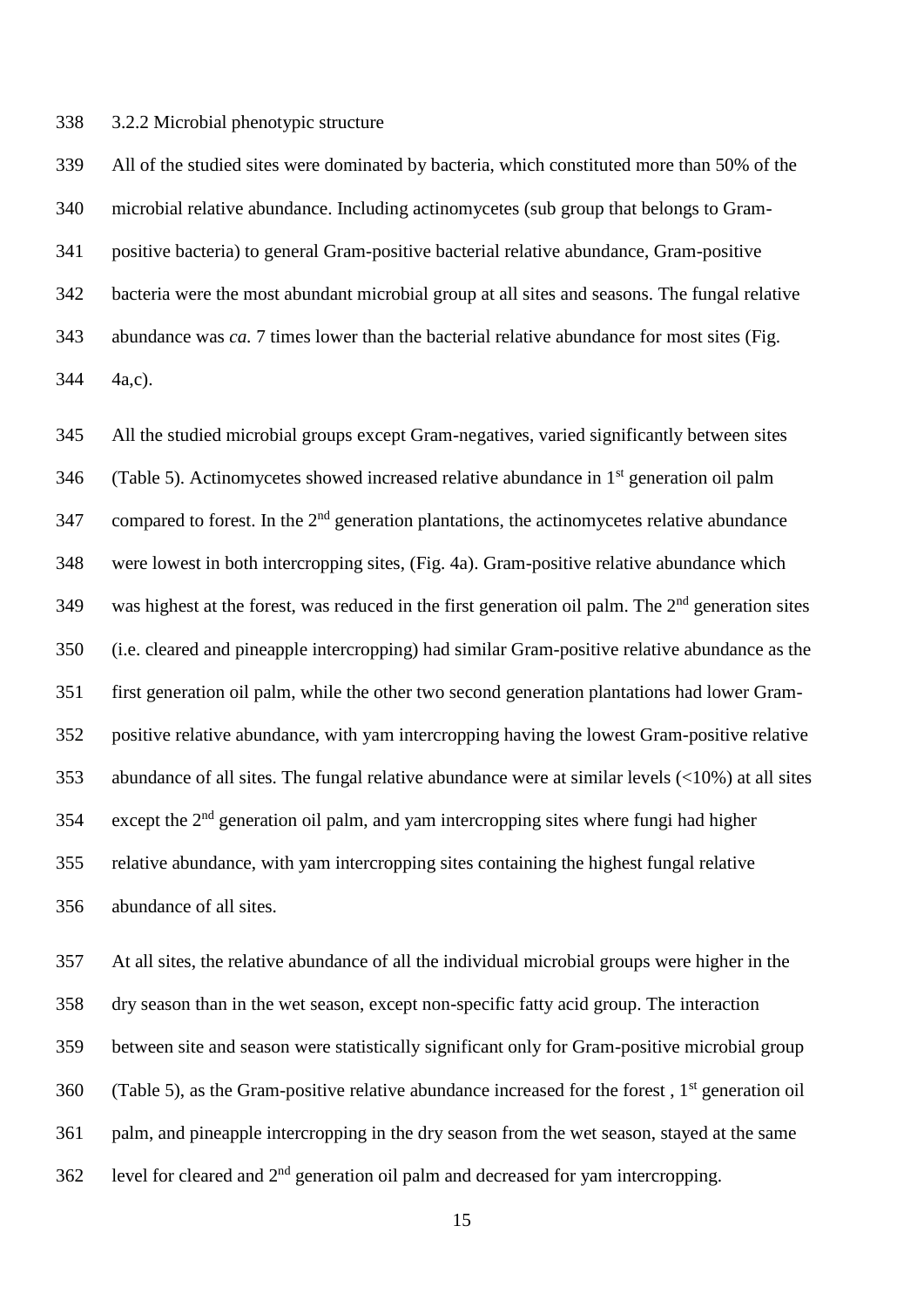### 3.2.2 Microbial phenotypic structure

All of the studied sites were dominated by bacteria, which constituted more than 50% of the microbial relative abundance. Including actinomycetes (sub group that belongs to Gram-positive bacteria) to general Gram-positive bacterial relative abundance, Gram-positive bacteria were the most abundant microbial group at all sites and seasons. The fungal relative abundance was *ca.* 7 times lower than the bacterial relative abundance for most sites (Fig. 4a,c).

All the studied microbial groups except Gram-negatives, varied significantly between sites (Table 5). Actinomycetes showed increased relative abundance in 1$^{st}$ generation oil palm compared to forest. In the 2$^{nd}$ generation plantations, the actinomycetes relative abundance were lowest in both intercropping sites, (Fig. 4a). Gram-positive relative abundance which was highest at the forest, was reduced in the first generation oil palm. The 2$^{nd}$ generation sites (i.e. cleared and pineapple intercropping) had similar Gram-positive relative abundance as the first generation oil palm, while the other two second generation plantations had lower Gram-positive relative abundance, with yam intercropping having the lowest Gram-positive relative abundance of all sites. The fungal relative abundance were at similar levels (<10%) at all sites except the 2$^{nd}$ generation oil palm, and yam intercropping sites where fungi had higher relative abundance, with yam intercropping sites containing the highest fungal relative abundance of all sites.

At all sites, the relative abundance of all the individual microbial groups were higher in the dry season than in the wet season, except non-specific fatty acid group. The interaction between site and season were statistically significant only for Gram-positive microbial group (Table 5), as the Gram-positive relative abundance increased for the forest , 1$^{st}$ generation oil palm, and pineapple intercropping in the dry season from the wet season, stayed at the same level for cleared and 2$^{nd}$ generation oil palm and decreased for yam intercropping.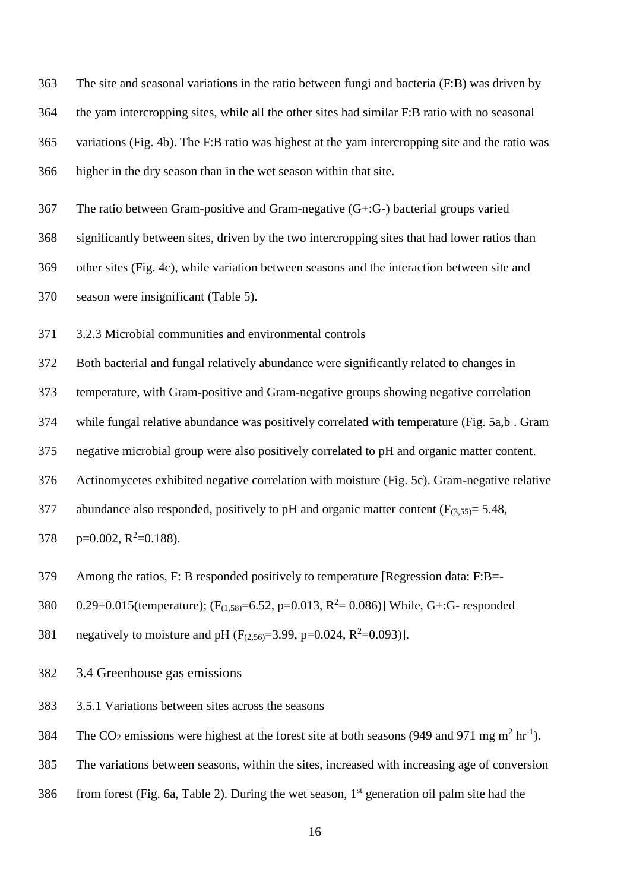The site and seasonal variations in the ratio between fungi and bacteria (F:B) was driven by the yam intercropping sites, while all the other sites had similar F:B ratio with no seasonal variations (Fig. 4b). The F:B ratio was highest at the yam intercropping site and the ratio was higher in the dry season than in the wet season within that site.

The ratio between Gram-positive and Gram-negative (G+:G-) bacterial groups varied significantly between sites, driven by the two intercropping sites that had lower ratios than other sites (Fig. 4c), while variation between seasons and the interaction between site and season were insignificant (Table 5).

3.2.3 Microbial communities and environmental controls

Both bacterial and fungal relatively abundance were significantly related to changes in temperature, with Gram-positive and Gram-negative groups showing negative correlation while fungal relative abundance was positively correlated with temperature (Fig. 5a,b . Gram negative microbial group were also positively correlated to pH and organic matter content. Actinomycetes exhibited negative correlation with moisture (Fig. 5c). Gram-negative relative abundance also responded, positively to pH and organic matter content ($F_{(3,55)}$= 5.48, p=0.002, $R^2$=0.188).

Among the ratios, F: B responded positively to temperature [Regression data: F:B=-0.29+0.015(temperature); ($F_{(1,58)}$=6.52, p=0.013, $R^2$= 0.086)] While, G+:G- responded negatively to moisture and pH ($F_{(2,56)}$=3.99, p=0.024, $R^2$=0.093)].

## 3.4 Greenhouse gas emissions

3.5.1 Variations between sites across the seasons

The $CO_2$ emissions were highest at the forest site at both seasons (949 and 971 mg $m^2$ $hr^{-1}$). The variations between seasons, within the sites, increased with increasing age of conversion from forest (Fig. 6a, Table 2). During the wet season, 1st generation oil palm site had the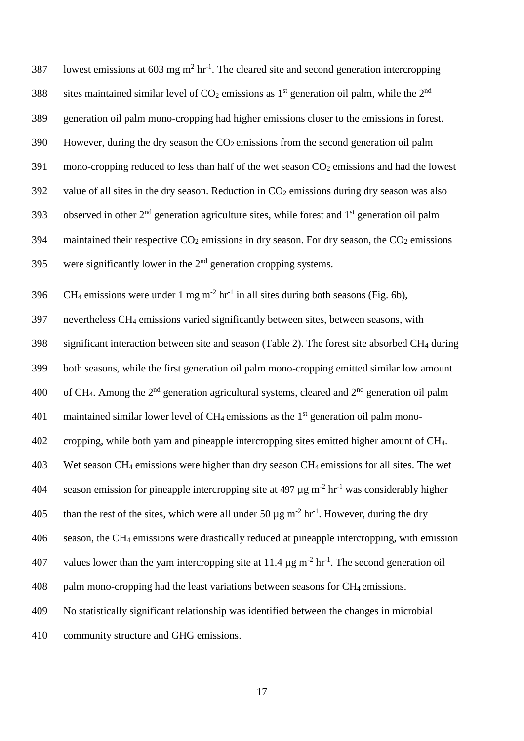lowest emissions at 603 mg $m^2$ $hr^{-1}$. The cleared site and second generation intercropping sites maintained similar level of $CO_2$ emissions as 1st generation oil palm, while the 2nd generation oil palm mono-cropping had higher emissions closer to the emissions in forest. However, during the dry season the $CO_2$ emissions from the second generation oil palm mono-cropping reduced to less than half of the wet season $CO_2$ emissions and had the lowest value of all sites in the dry season. Reduction in $CO_2$ emissions during dry season was also observed in other 2nd generation agriculture sites, while forest and 1st generation oil palm maintained their respective $CO_2$ emissions in dry season. For dry season, the $CO_2$ emissions were significantly lower in the 2nd generation cropping systems.

$CH_4$ emissions were under 1 mg $m^{-2}$ $hr^{-1}$ in all sites during both seasons (Fig. 6b), nevertheless $CH_4$ emissions varied significantly between sites, between seasons, with significant interaction between site and season (Table 2). The forest site absorbed $CH_4$ during both seasons, while the first generation oil palm mono-cropping emitted similar low amount of $CH_4$. Among the 2nd generation agricultural systems, cleared and 2nd generation oil palm maintained similar lower level of $CH_4$ emissions as the 1st generation oil palm mono-cropping, while both yam and pineapple intercropping sites emitted higher amount of $CH_4$. Wet season $CH_4$ emissions were higher than dry season $CH_4$ emissions for all sites. The wet season emission for pineapple intercropping site at 497 µg $m^{-2}$ $hr^{-1}$ was considerably higher than the rest of the sites, which were all under 50 µg $m^{-2}$ $hr^{-1}$. However, during the dry season, the $CH_4$ emissions were drastically reduced at pineapple intercropping, with emission values lower than the yam intercropping site at 11.4 µg $m^{-2}$ $hr^{-1}$. The second generation oil palm mono-cropping had the least variations between seasons for $CH_4$ emissions.

No statistically significant relationship was identified between the changes in microbial community structure and GHG emissions.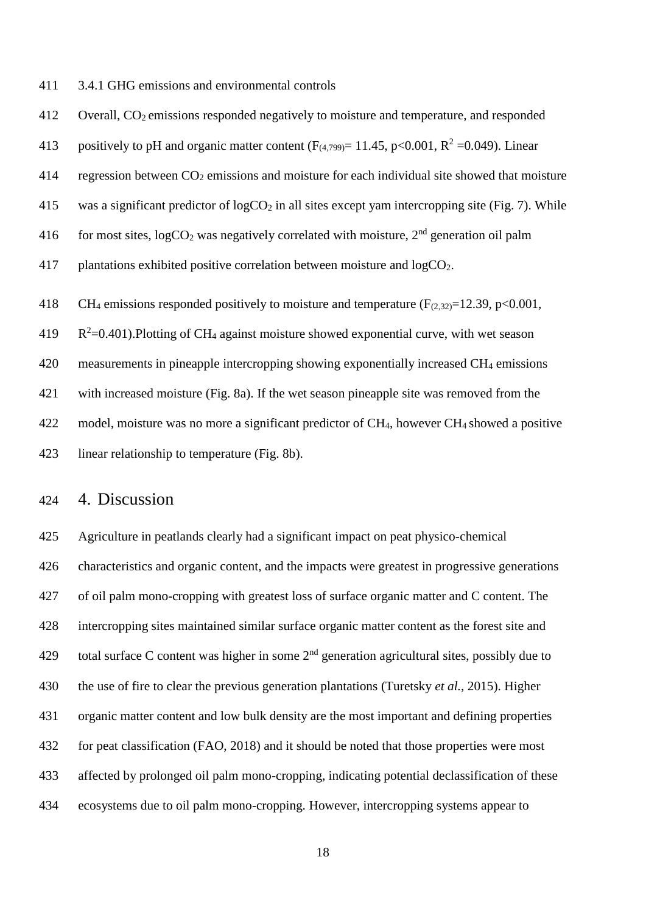3.4.1 GHG emissions and environmental controls

Overall, $CO_2$ emissions responded negatively to moisture and temperature, and responded positively to pH and organic matter content ($F_{(4,799)}$= 11.45, $p<0.001$, $R^2$ =0.049). Linear regression between $CO_2$ emissions and moisture for each individual site showed that moisture was a significant predictor of $\log CO_2$ in all sites except yam intercropping site (Fig. 7). While for most sites, $\log CO_2$ was negatively correlated with moisture, 2[nd] generation oil palm plantations exhibited positive correlation between moisture and $\log CO_2$.

$CH_4$ emissions responded positively to moisture and temperature ($F_{(2,32)}$=12.39, $p<0.001$, $R^2$=0.401).Plotting of $CH_4$ against moisture showed exponential curve, with wet season measurements in pineapple intercropping showing exponentially increased $CH_4$ emissions with increased moisture (Fig. 8a). If the wet season pineapple site was removed from the model, moisture was no more a significant predictor of $CH_4$, however $CH_4$ showed a positive linear relationship to temperature (Fig. 8b).

# 4. Discussion

Agriculture in peatlands clearly had a significant impact on peat physico-chemical characteristics and organic content, and the impacts were greatest in progressive generations of oil palm mono-cropping with greatest loss of surface organic matter and C content. The intercropping sites maintained similar surface organic matter content as the forest site and total surface C content was higher in some 2[nd] generation agricultural sites, possibly due to the use of fire to clear the previous generation plantations (Turetsky *et al.*, 2015). Higher organic matter content and low bulk density are the most important and defining properties for peat classification (FAO, 2018) and it should be noted that those properties were most affected by prolonged oil palm mono-cropping, indicating potential declassification of these ecosystems due to oil palm mono-cropping. However, intercropping systems appear to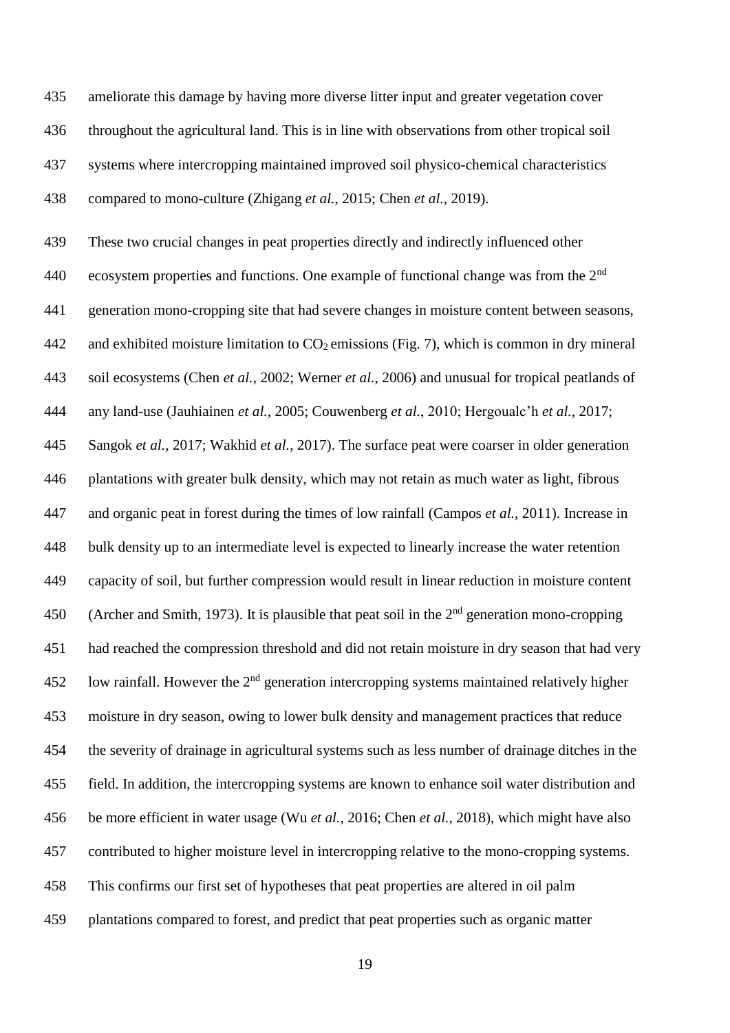ameliorate this damage by having more diverse litter input and greater vegetation cover throughout the agricultural land. This is in line with observations from other tropical soil systems where intercropping maintained improved soil physico-chemical characteristics compared to mono-culture (Zhigang *et al.*, 2015; Chen *et al.*, 2019).

These two crucial changes in peat properties directly and indirectly influenced other ecosystem properties and functions. One example of functional change was from the 2nd generation mono-cropping site that had severe changes in moisture content between seasons, and exhibited moisture limitation to $CO_2$ emissions (Fig. 7), which is common in dry mineral soil ecosystems (Chen *et al.*, 2002; Werner *et al.*, 2006) and unusual for tropical peatlands of any land-use (Jauhiainen *et al.*, 2005; Couwenberg *et al.*, 2010; Hergoualc'h *et al.*, 2017; Sangok *et al.*, 2017; Wakhid *et al.*, 2017). The surface peat were coarser in older generation plantations with greater bulk density, which may not retain as much water as light, fibrous and organic peat in forest during the times of low rainfall (Campos *et al.*, 2011). Increase in bulk density up to an intermediate level is expected to linearly increase the water retention capacity of soil, but further compression would result in linear reduction in moisture content (Archer and Smith, 1973). It is plausible that peat soil in the 2nd generation mono-cropping had reached the compression threshold and did not retain moisture in dry season that had very low rainfall. However the 2nd generation intercropping systems maintained relatively higher moisture in dry season, owing to lower bulk density and management practices that reduce the severity of drainage in agricultural systems such as less number of drainage ditches in the field. In addition, the intercropping systems are known to enhance soil water distribution and be more efficient in water usage (Wu *et al.*, 2016; Chen *et al.*, 2018), which might have also contributed to higher moisture level in intercropping relative to the mono-cropping systems. This confirms our first set of hypotheses that peat properties are altered in oil palm plantations compared to forest, and predict that peat properties such as organic matter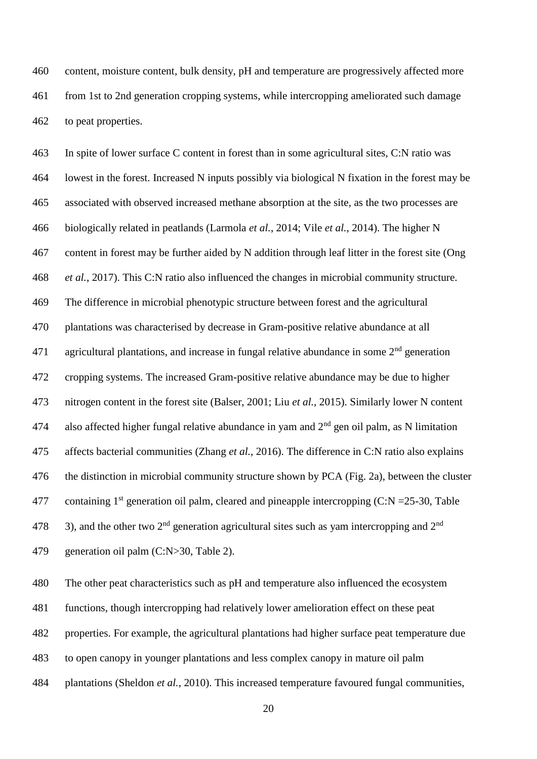content, moisture content, bulk density, pH and temperature are progressively affected more from 1st to 2nd generation cropping systems, while intercropping ameliorated such damage to peat properties.

In spite of lower surface C content in forest than in some agricultural sites, C:N ratio was lowest in the forest. Increased N inputs possibly via biological N fixation in the forest may be associated with observed increased methane absorption at the site, as the two processes are biologically related in peatlands (Larmola *et al.*, 2014; Vile *et al.*, 2014). The higher N content in forest may be further aided by N addition through leaf litter in the forest site (Ong *et al.*, 2017). This C:N ratio also influenced the changes in microbial community structure. The difference in microbial phenotypic structure between forest and the agricultural plantations was characterised by decrease in Gram-positive relative abundance at all agricultural plantations, and increase in fungal relative abundance in some 2$^{nd}$ generation cropping systems. The increased Gram-positive relative abundance may be due to higher nitrogen content in the forest site (Balser, 2001; Liu *et al.*, 2015). Similarly lower N content also affected higher fungal relative abundance in yam and 2$^{nd}$ gen oil palm, as N limitation affects bacterial communities (Zhang *et al.*, 2016). The difference in C:N ratio also explains the distinction in microbial community structure shown by PCA (Fig. 2a), between the cluster containing 1$^{st}$ generation oil palm, cleared and pineapple intercropping (C:N =25-30, Table 3), and the other two 2$^{nd}$ generation agricultural sites such as yam intercropping and 2$^{nd}$ generation oil palm (C:N>30, Table 2).

The other peat characteristics such as pH and temperature also influenced the ecosystem functions, though intercropping had relatively lower amelioration effect on these peat properties. For example, the agricultural plantations had higher surface peat temperature due to open canopy in younger plantations and less complex canopy in mature oil palm plantations (Sheldon *et al.*, 2010). This increased temperature favoured fungal communities,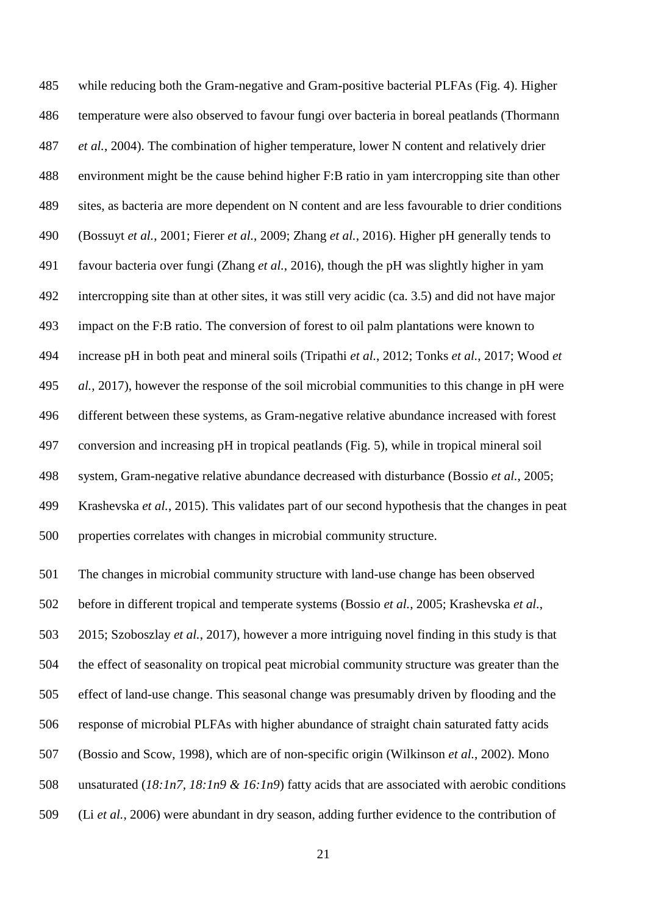while reducing both the Gram-negative and Gram-positive bacterial PLFAs (Fig. 4). Higher temperature were also observed to favour fungi over bacteria in boreal peatlands (Thormann *et al.*, 2004). The combination of higher temperature, lower N content and relatively drier environment might be the cause behind higher F:B ratio in yam intercropping site than other sites, as bacteria are more dependent on N content and are less favourable to drier conditions (Bossuyt *et al.*, 2001; Fierer *et al.*, 2009; Zhang *et al.*, 2016). Higher pH generally tends to favour bacteria over fungi (Zhang *et al.*, 2016), though the pH was slightly higher in yam intercropping site than at other sites, it was still very acidic (ca. 3.5) and did not have major impact on the F:B ratio. The conversion of forest to oil palm plantations were known to increase pH in both peat and mineral soils (Tripathi *et al.*, 2012; Tonks *et al.*, 2017; Wood *et al.*, 2017), however the response of the soil microbial communities to this change in pH were different between these systems, as Gram-negative relative abundance increased with forest conversion and increasing pH in tropical peatlands (Fig. 5), while in tropical mineral soil system, Gram-negative relative abundance decreased with disturbance (Bossio *et al.*, 2005; Krashevska *et al.*, 2015). This validates part of our second hypothesis that the changes in peat properties correlates with changes in microbial community structure.

The changes in microbial community structure with land-use change has been observed before in different tropical and temperate systems (Bossio *et al.*, 2005; Krashevska *et al.*, 2015; Szoboszlay *et al.*, 2017), however a more intriguing novel finding in this study is that the effect of seasonality on tropical peat microbial community structure was greater than the effect of land-use change. This seasonal change was presumably driven by flooding and the response of microbial PLFAs with higher abundance of straight chain saturated fatty acids (Bossio and Scow, 1998), which are of non-specific origin (Wilkinson *et al.*, 2002). Mono unsaturated (*18:1n7, 18:1n9 & 16:1n9*) fatty acids that are associated with aerobic conditions (Li *et al.*, 2006) were abundant in dry season, adding further evidence to the contribution of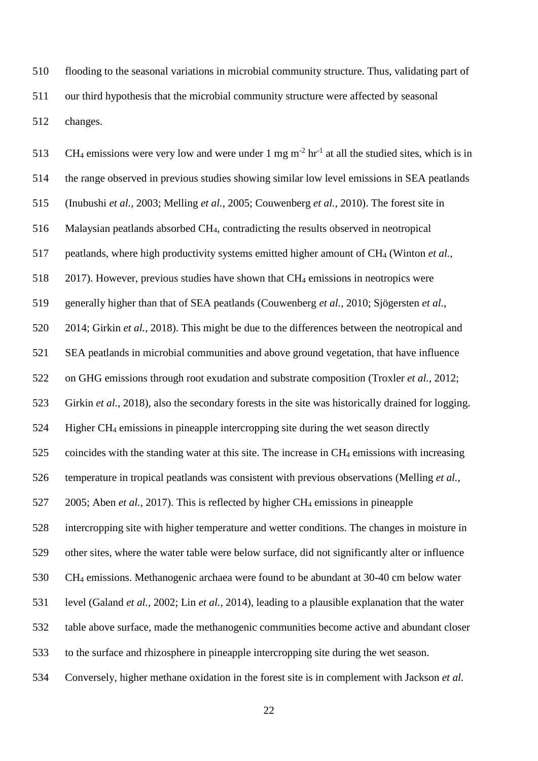flooding to the seasonal variations in microbial community structure. Thus, validating part of our third hypothesis that the microbial community structure were affected by seasonal changes.

$CH_4$ emissions were very low and were under 1 mg $m^{-2}$ $hr^{-1}$ at all the studied sites, which is in the range observed in previous studies showing similar low level emissions in SEA peatlands (Inubushi *et al.*, 2003; Melling *et al.*, 2005; Couwenberg *et al.*, 2010). The forest site in Malaysian peatlands absorbed $CH_4$, contradicting the results observed in neotropical peatlands, where high productivity systems emitted higher amount of $CH_4$ (Winton *et al.*, 2017). However, previous studies have shown that $CH_4$ emissions in neotropics were generally higher than that of SEA peatlands (Couwenberg *et al.*, 2010; Sjögersten *et al.*, 2014; Girkin *et al.*, 2018). This might be due to the differences between the neotropical and SEA peatlands in microbial communities and above ground vegetation, that have influence on GHG emissions through root exudation and substrate composition (Troxler *et al.*, 2012; Girkin *et al.*, 2018), also the secondary forests in the site was historically drained for logging. Higher $CH_4$ emissions in pineapple intercropping site during the wet season directly coincides with the standing water at this site. The increase in $CH_4$ emissions with increasing temperature in tropical peatlands was consistent with previous observations (Melling *et al.*, 2005; Aben *et al.*, 2017). This is reflected by higher $CH_4$ emissions in pineapple intercropping site with higher temperature and wetter conditions. The changes in moisture in other sites, where the water table were below surface, did not significantly alter or influence $CH_4$ emissions. Methanogenic archaea were found to be abundant at 30-40 cm below water level (Galand *et al.*, 2002; Lin *et al.*, 2014), leading to a plausible explanation that the water table above surface, made the methanogenic communities become active and abundant closer to the surface and rhizosphere in pineapple intercropping site during the wet season. Conversely, higher methane oxidation in the forest site is in complement with Jackson *et al.*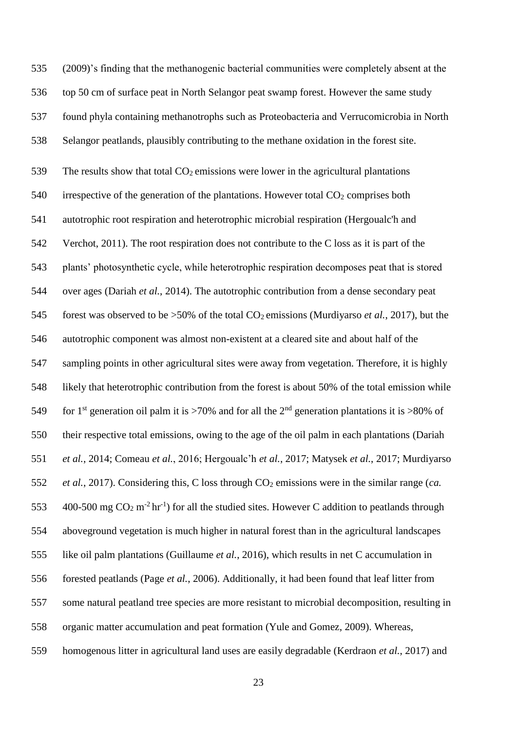(2009)'s finding that the methanogenic bacterial communities were completely absent at the top 50 cm of surface peat in North Selangor peat swamp forest. However the same study found phyla containing methanotrophs such as Proteobacteria and Verrucomicrobia in North Selangor peatlands, plausibly contributing to the methane oxidation in the forest site.

The results show that total $CO_2$ emissions were lower in the agricultural plantations irrespective of the generation of the plantations. However total $CO_2$ comprises both autotrophic root respiration and heterotrophic microbial respiration (Hergoualc'h and Verchot, 2011). The root respiration does not contribute to the C loss as it is part of the plants' photosynthetic cycle, while heterotrophic respiration decomposes peat that is stored over ages (Dariah *et al.*, 2014). The autotrophic contribution from a dense secondary peat forest was observed to be >50% of the total $CO_2$ emissions (Murdiyarso *et al.*, 2017), but the autotrophic component was almost non-existent at a cleared site and about half of the sampling points in other agricultural sites were away from vegetation. Therefore, it is highly likely that heterotrophic contribution from the forest is about 50% of the total emission while for 1st generation oil palm it is >70% and for all the 2nd generation plantations it is >80% of their respective total emissions, owing to the age of the oil palm in each plantations (Dariah *et al.*, 2014; Comeau *et al.*, 2016; Hergoualc'h *et al.*, 2017; Matysek *et al.*, 2017; Murdiyarso *et al.*, 2017). Considering this, C loss through $CO_2$ emissions were in the similar range (*ca.* 400-500 mg $CO_2$ $m^{-2}$ $hr^{-1}$) for all the studied sites. However C addition to peatlands through aboveground vegetation is much higher in natural forest than in the agricultural landscapes like oil palm plantations (Guillaume *et al.*, 2016), which results in net C accumulation in forested peatlands (Page *et al.*, 2006). Additionally, it had been found that leaf litter from some natural peatland tree species are more resistant to microbial decomposition, resulting in organic matter accumulation and peat formation (Yule and Gomez, 2009). Whereas, homogenous litter in agricultural land uses are easily degradable (Kerdraon *et al.*, 2017) and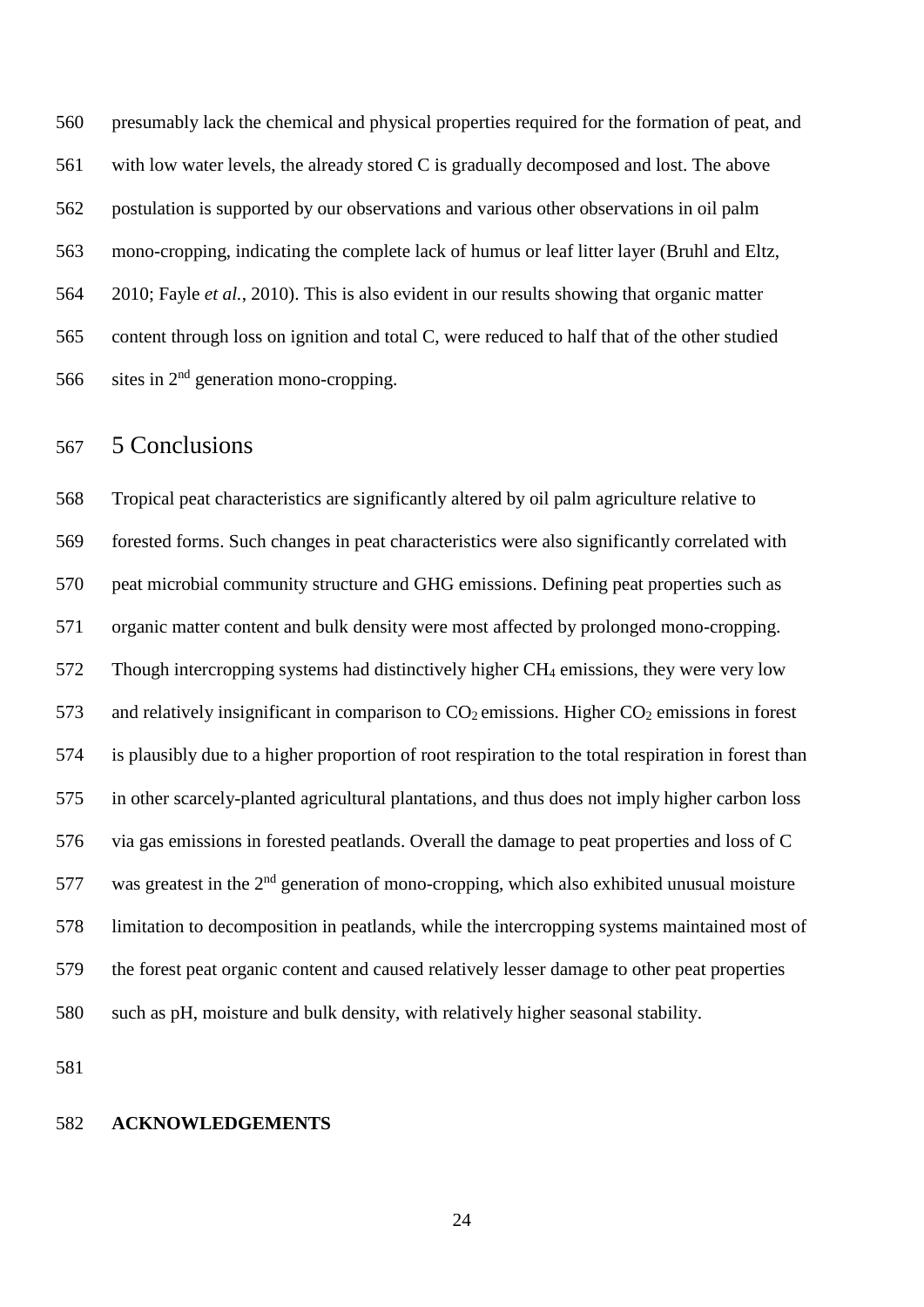presumably lack the chemical and physical properties required for the formation of peat, and with low water levels, the already stored C is gradually decomposed and lost. The above postulation is supported by our observations and various other observations in oil palm mono-cropping, indicating the complete lack of humus or leaf litter layer (Bruhl and Eltz, 2010; Fayle *et al.*, 2010). This is also evident in our results showing that organic matter content through loss on ignition and total C, were reduced to half that of the other studied sites in 2nd generation mono-cropping.

# 5 Conclusions

Tropical peat characteristics are significantly altered by oil palm agriculture relative to forested forms. Such changes in peat characteristics were also significantly correlated with peat microbial community structure and GHG emissions. Defining peat properties such as organic matter content and bulk density were most affected by prolonged mono-cropping. Though intercropping systems had distinctively higher $CH_4$ emissions, they were very low and relatively insignificant in comparison to $CO_2$ emissions. Higher $CO_2$ emissions in forest is plausibly due to a higher proportion of root respiration to the total respiration in forest than in other scarcely-planted agricultural plantations, and thus does not imply higher carbon loss via gas emissions in forested peatlands. Overall the damage to peat properties and loss of C was greatest in the 2nd generation of mono-cropping, which also exhibited unusual moisture limitation to decomposition in peatlands, while the intercropping systems maintained most of the forest peat organic content and caused relatively lesser damage to other peat properties such as pH, moisture and bulk density, with relatively higher seasonal stability.

**ACKNOWLEDGEMENTS**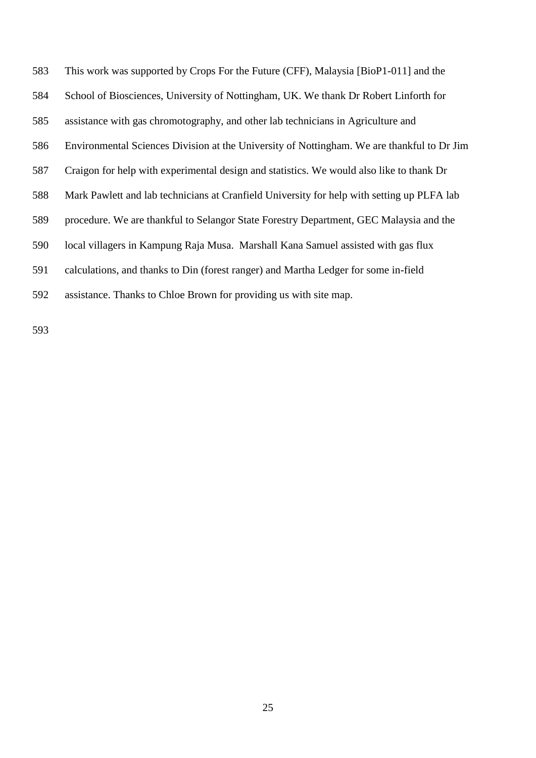This work was supported by Crops For the Future (CFF), Malaysia [BioP1-011] and the School of Biosciences, University of Nottingham, UK. We thank Dr Robert Linforth for assistance with gas chromotography, and other lab technicians in Agriculture and Environmental Sciences Division at the University of Nottingham. We are thankful to Dr Jim Craigon for help with experimental design and statistics. We would also like to thank Dr Mark Pawlett and lab technicians at Cranfield University for help with setting up PLFA lab procedure. We are thankful to Selangor State Forestry Department, GEC Malaysia and the local villagers in Kampung Raja Musa. Marshall Kana Samuel assisted with gas flux calculations, and thanks to Din (forest ranger) and Martha Ledger for some in-field assistance. Thanks to Chloe Brown for providing us with site map.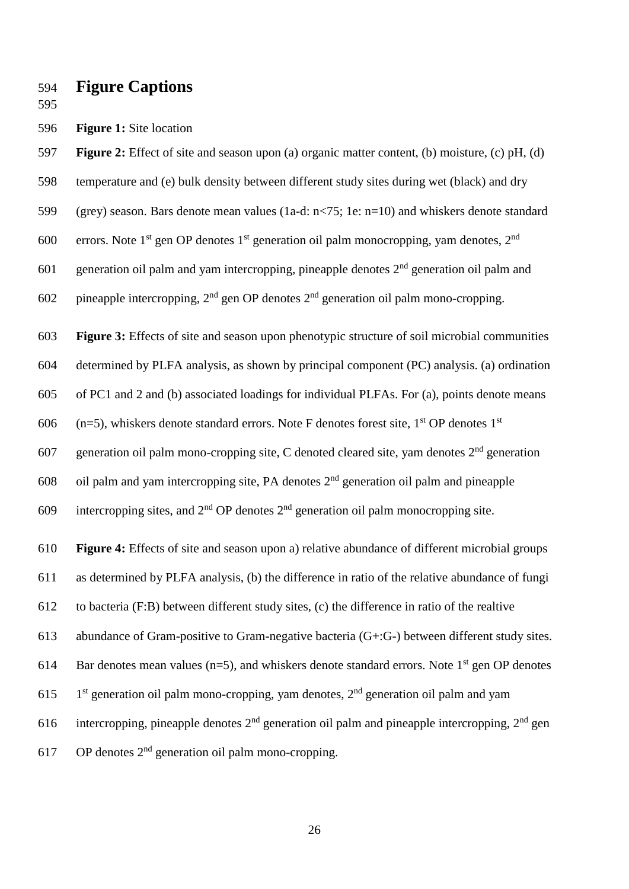# Figure Captions

**Figure 1:** Site location

**Figure 2:** Effect of site and season upon (a) organic matter content, (b) moisture, (c) pH, (d) temperature and (e) bulk density between different study sites during wet (black) and dry (grey) season. Bars denote mean values (1a-d: n<75; 1e: n=10) and whiskers denote standard errors. Note 1st gen OP denotes 1st generation oil palm monocropping, yam denotes, 2nd generation oil palm and yam intercropping, pineapple denotes 2nd generation oil palm and pineapple intercropping, 2nd gen OP denotes 2nd generation oil palm mono-cropping.

**Figure 3:** Effects of site and season upon phenotypic structure of soil microbial communities determined by PLFA analysis, as shown by principal component (PC) analysis. (a) ordination of PC1 and 2 and (b) associated loadings for individual PLFAs. For (a), points denote means (n=5), whiskers denote standard errors. Note F denotes forest site, 1st OP denotes 1st generation oil palm mono-cropping site, C denoted cleared site, yam denotes 2nd generation oil palm and yam intercropping site, PA denotes 2nd generation oil palm and pineapple intercropping sites, and 2nd OP denotes 2nd generation oil palm monocropping site.

**Figure 4:** Effects of site and season upon a) relative abundance of different microbial groups as determined by PLFA analysis, (b) the difference in ratio of the relative abundance of fungi to bacteria (F:B) between different study sites, (c) the difference in ratio of the realtive abundance of Gram-positive to Gram-negative bacteria (G+:G-) between different study sites. Bar denotes mean values (n=5), and whiskers denote standard errors. Note 1st gen OP denotes 1st generation oil palm mono-cropping, yam denotes, 2nd generation oil palm and yam intercropping, pineapple denotes 2nd generation oil palm and pineapple intercropping, 2nd gen OP denotes 2nd generation oil palm mono-cropping.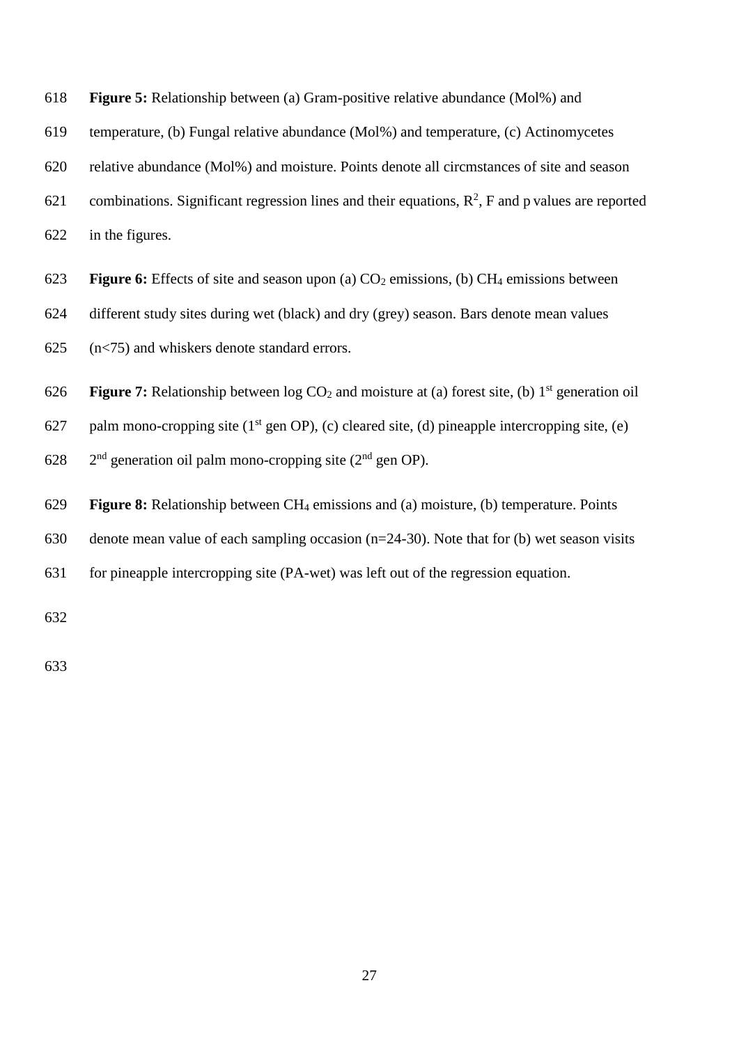**Figure 5:** Relationship between (a) Gram-positive relative abundance (Mol%) and temperature, (b) Fungal relative abundance (Mol%) and temperature, (c) Actinomycetes relative abundance (Mol%) and moisture. Points denote all circmstances of site and season combinations. Significant regression lines and their equations, $R^2$, F and p values are reported in the figures.

**Figure 6:** Effects of site and season upon (a) $CO_2$ emissions, (b) $CH_4$ emissions between different study sites during wet (black) and dry (grey) season. Bars denote mean values (n<75) and whiskers denote standard errors.

**Figure 7:** Relationship between log $CO_2$ and moisture at (a) forest site, (b) 1st generation oil palm mono-cropping site (1st gen OP), (c) cleared site, (d) pineapple intercropping site, (e) 2nd generation oil palm mono-cropping site (2nd gen OP).

**Figure 8:** Relationship between $CH_4$ emissions and (a) moisture, (b) temperature. Points denote mean value of each sampling occasion (n=24-30). Note that for (b) wet season visits for pineapple intercropping site (PA-wet) was left out of the regression equation.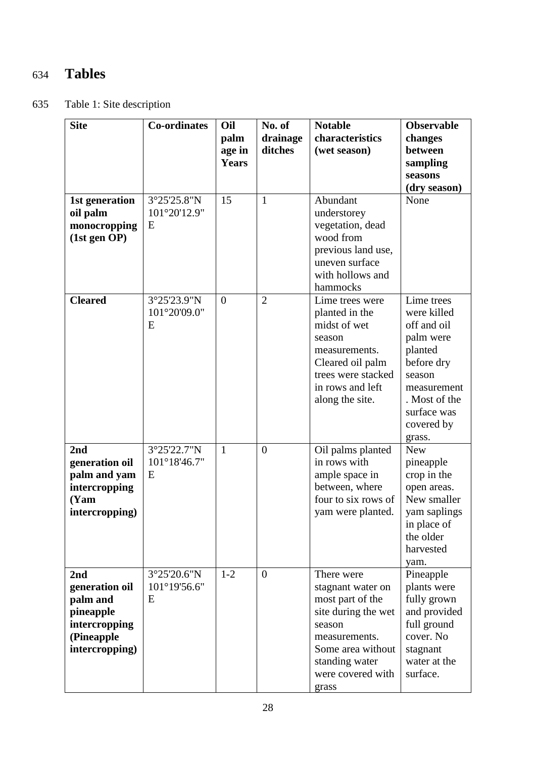# Tables

Table 1: Site description

| Site | Co-ordinates | Oil palm age in Years | No. of drainage ditches | Notable characteristics (wet season) | Observable changes between sampling seasons (dry season) |
|---|---|---|---|---|---|
| **1st generation oil palm monocropping (1st gen OP)** | 3°25'25.8"N 101°20'12.9"E | 15 | 1 | Abundant understorey vegetation, dead wood from previous land use, uneven surface with hollows and hammocks | None |
| **Cleared** | 3°25'23.9"N 101°20'09.0"E | 0 | 2 | Lime trees were planted in the midst of wet season measurements. Cleared oil palm trees were stacked in rows and left along the site. | Lime trees were killed off and oil palm were planted before dry season measurement. Most of the surface was covered by grass. |
| **2nd generation oil palm and yam intercropping (Yam intercropping)** | 3°25'22.7"N 101°18'46.7"E | 1 | 0 | Oil palms planted in rows with ample space in between, where four to six rows of yam were planted. | New pineapple crop in the open areas. New smaller yam saplings in place of the older harvested yam. |
| **2nd generation oil palm and pineapple intercropping (Pineapple intercropping)** | 3°25'20.6"N 101°19'56.6"E | 1-2 | 0 | There were stagnant water on most part of the site during the wet season measurements. Some area without standing water were covered with grass | Pineapple plants were fully grown and provided full ground cover. No stagnant water at the surface. |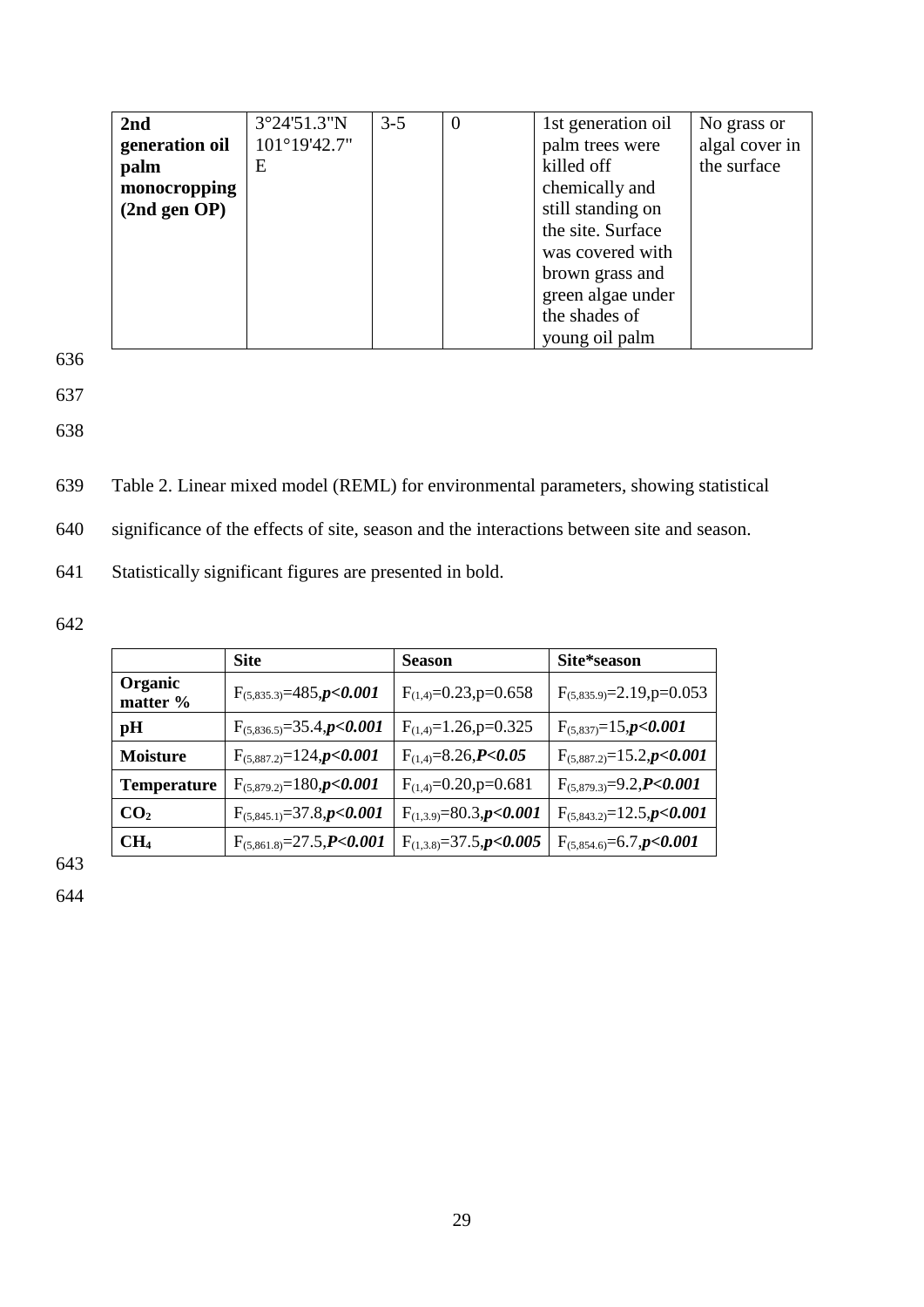| 2nd generation oil palm monocropping (2nd gen OP) | 3°24'51.3"N 101°19'42.7"E | 3-5 | 0 | 1st generation oil palm trees were killed off chemically and still standing on the site. Surface was covered with brown grass and green algae under the shades of young oil palm | No grass or algal cover in the surface |
|---|---|---|---|---|---|

Table 2. Linear mixed model (REML) for environmental parameters, showing statistical significance of the effects of site, season and the interactions between site and season. Statistically significant figures are presented in bold.

| | Site | Season | Site*season |
|---|---|---|---|
| **Organic matter %** | $F_{(5,835.3)}$=485,***p<0.001*** | $F_{(1,4)}$=0.23,p=0.658 | $F_{(5,835.9)}$=2.19,p=0.053 |
| **pH** | $F_{(5,836.5)}$=35.4,***p<0.001*** | $F_{(1,4)}$=1.26,p=0.325 | $F_{(5,837)}$=15,***p<0.001*** |
| **Moisture** | $F_{(5,887.2)}$=124,***p<0.001*** | $F_{(1,4)}$=8.26,***P<0.05*** | $F_{(5,887.2)}$=15.2,***p<0.001*** |
| **Temperature** | $F_{(5,879.2)}$=180,***p<0.001*** | $F_{(1,4)}$=0.20,p=0.681 | $F_{(5,879.3)}$=9.2,***P<0.001*** |
| **$CO_2$** | $F_{(5,845.1)}$=37.8,***p<0.001*** | $F_{(1,3.9)}$=80.3,***p<0.001*** | $F_{(5,843.2)}$=12.5,***p<0.001*** |
| **$CH_4$** | $F_{(5,861.8)}$=27.5,***P<0.001*** | $F_{(1,3.8)}$=37.5,***p<0.005*** | $F_{(5,854.6)}$=6.7,***p<0.001*** |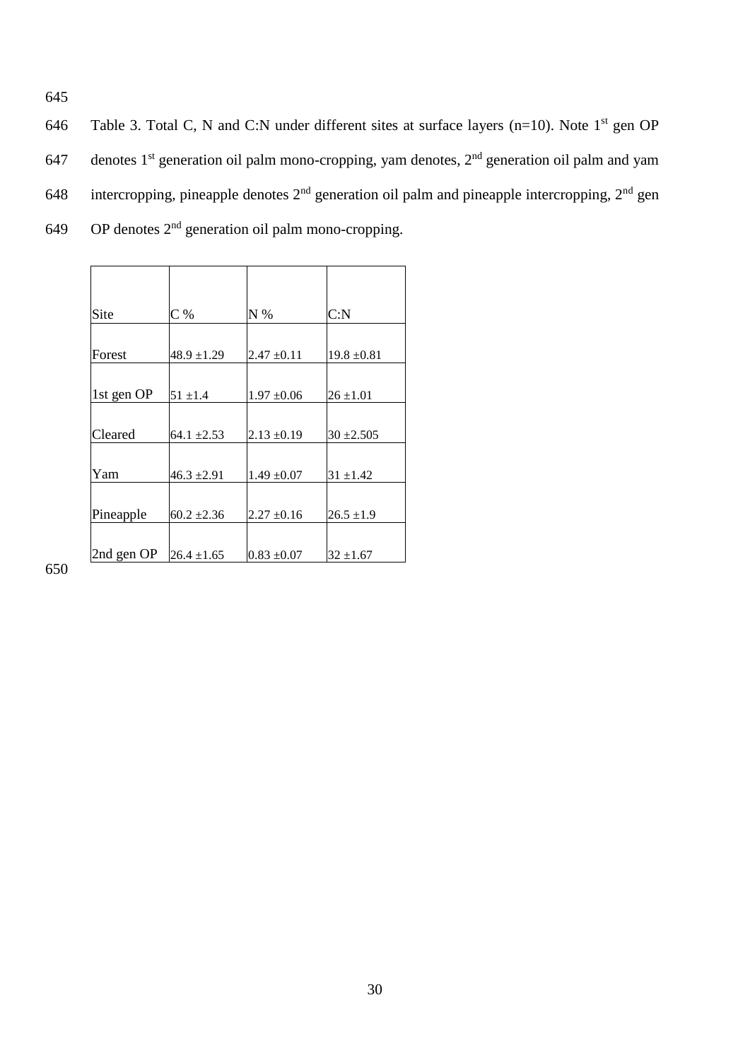Table 3. Total C, N and C:N under different sites at surface layers (n=10). Note 1[st] gen OP denotes 1[st] generation oil palm mono-cropping, yam denotes, 2[nd] generation oil palm and yam intercropping, pineapple denotes 2[nd] generation oil palm and pineapple intercropping, 2[nd] gen OP denotes 2[nd] generation oil palm mono-cropping.

| Site | C % | N % | C:N |
|---|---|---|---|
| Forest | 48.9 ±1.29 | 2.47 ±0.11 | 19.8 ±0.81 |
| 1st gen OP | 51 ±1.4 | 1.97 ±0.06 | 26 ±1.01 |
| Cleared | 64.1 ±2.53 | 2.13 ±0.19 | 30 ±2.505 |
| Yam | 46.3 ±2.91 | 1.49 ±0.07 | 31 ±1.42 |
| Pineapple | 60.2 ±2.36 | 2.27 ±0.16 | 26.5 ±1.9 |
| 2nd gen OP | 26.4 ±1.65 | 0.83 ±0.07 | 32 ±1.67 |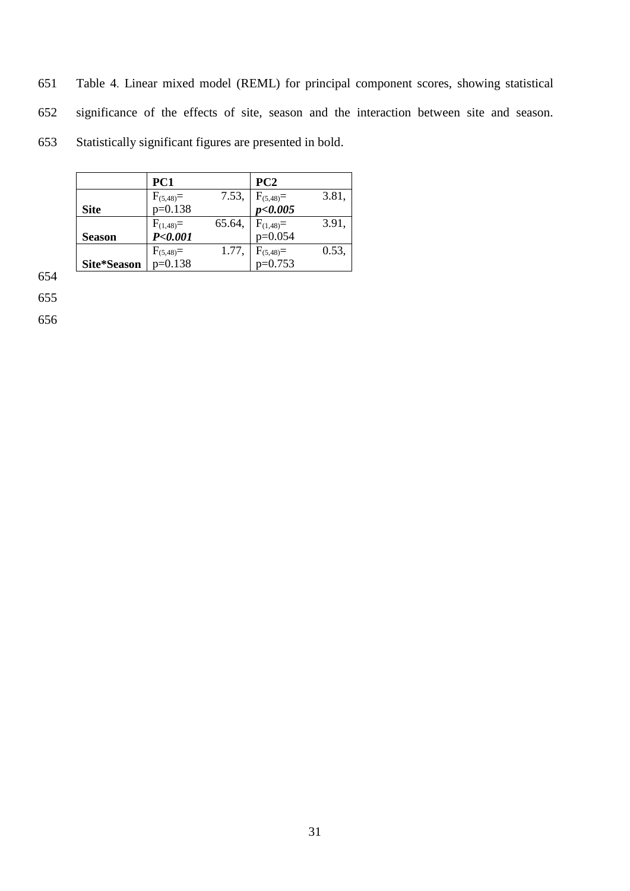Table 4. Linear mixed model (REML) for principal component scores, showing statistical significance of the effects of site, season and the interaction between site and season. Statistically significant figures are presented in bold.

| | **PC1** | **PC2** |
|---|---|---|
| **Site** | $F_{(5,48)}=$ 7.53, p=0.138 | $F_{(5,48)}=$ 3.81, ***p<0.005*** |
| **Season** | $F_{(1,48)}=$ 65.64, ***P<0.001*** | $F_{(1,48)}=$ 3.91, p=0.054 |
| **Site*Season** | $F_{(5,48)}=$ 1.77, p=0.138 | $F_{(5,48)}=$ 0.53, p=0.753 |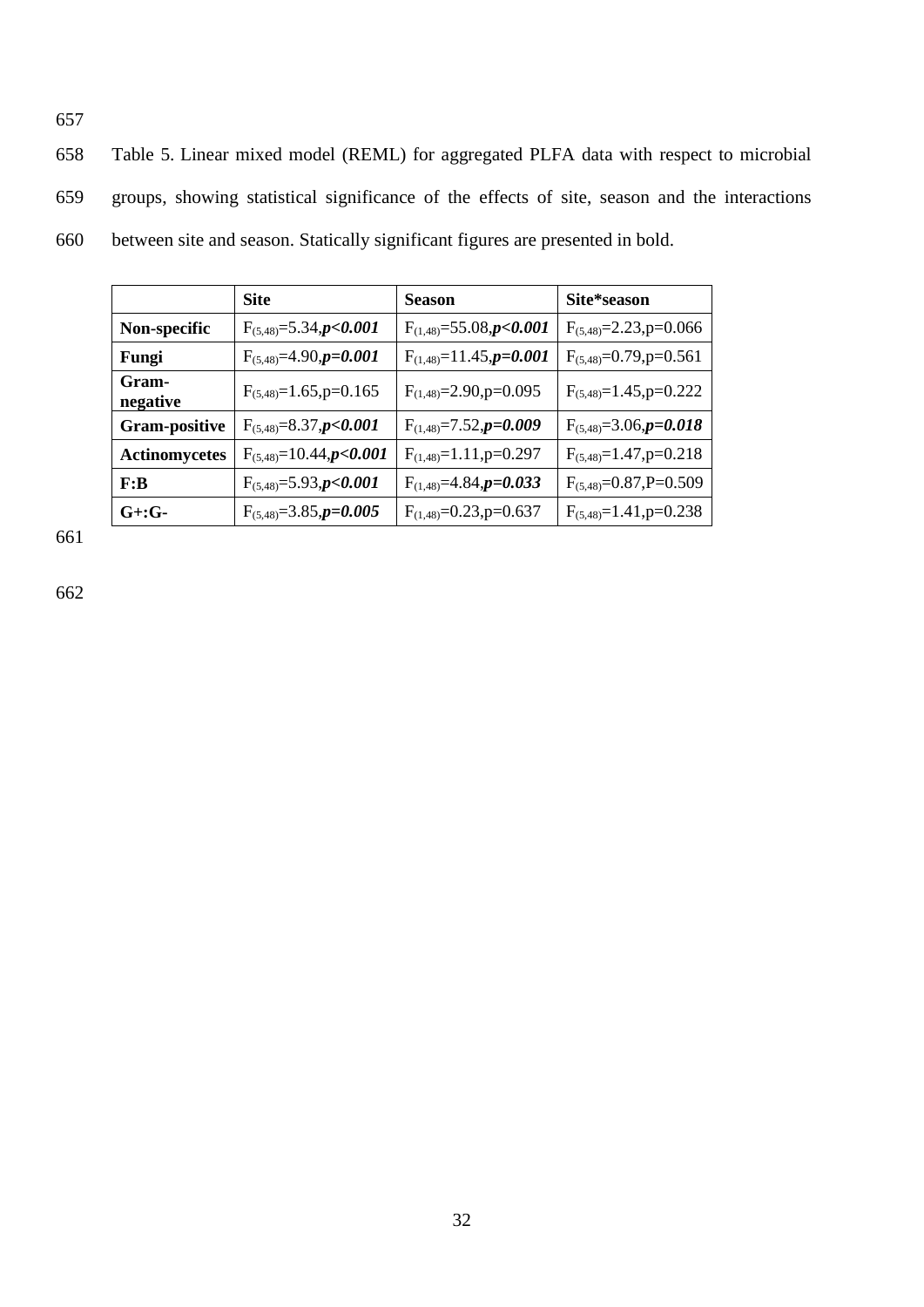Table 5. Linear mixed model (REML) for aggregated PLFA data with respect to microbial groups, showing statistical significance of the effects of site, season and the interactions between site and season. Statically significant figures are presented in bold.

| | **Site** | **Season** | **Site*season** |
|---|---|---|---|
| **Non-specific** | $F_{(5,48)}=5.34$,***p<0.001*** | $F_{(1,48)}=55.08$,***p<0.001*** | $F_{(5,48)}=2.23$,p=0.066 |
| **Fungi** | $F_{(5,48)}=4.90$,***p=0.001*** | $F_{(1,48)}=11.45$,***p=0.001*** | $F_{(5,48)}=0.79$,p=0.561 |
| **Gram-negative** | $F_{(5,48)}=1.65$,p=0.165 | $F_{(1,48)}=2.90$,p=0.095 | $F_{(5,48)}=1.45$,p=0.222 |
| **Gram-positive** | $F_{(5,48)}=8.37$,***p<0.001*** | $F_{(1,48)}=7.52$,***p=0.009*** | $F_{(5,48)}=3.06$,***p=0.018*** |
| **Actinomycetes** | $F_{(5,48)}=10.44$,***p<0.001*** | $F_{(1,48)}=1.11$,p=0.297 | $F_{(5,48)}=1.47$,p=0.218 |
| **F:B** | $F_{(5,48)}=5.93$,***p<0.001*** | $F_{(1,48)}=4.84$,***p=0.033*** | $F_{(5,48)}=0.87$,P=0.509 |
| **G+:G-** | $F_{(5,48)}=3.85$,***p=0.005*** | $F_{(1,48)}=0.23$,p=0.637 | $F_{(5,48)}=1.41$,p=0.238 |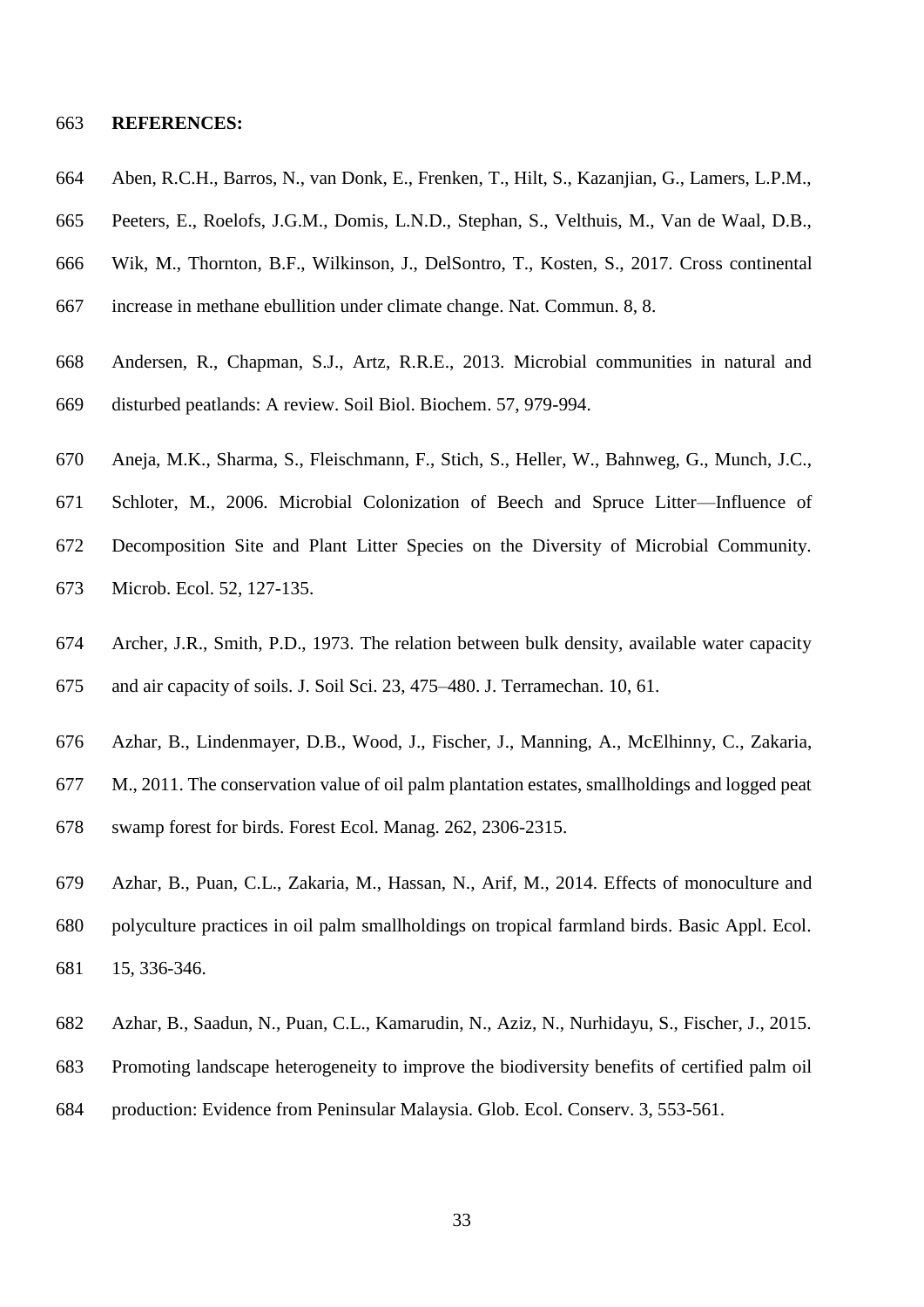**REFERENCES:**

Aben, R.C.H., Barros, N., van Donk, E., Frenken, T., Hilt, S., Kazanjian, G., Lamers, L.P.M., Peeters, E., Roelofs, J.G.M., Domis, L.N.D., Stephan, S., Velthuis, M., Van de Waal, D.B., Wik, M., Thornton, B.F., Wilkinson, J., DelSontro, T., Kosten, S., 2017. Cross continental increase in methane ebullition under climate change. Nat. Commun. 8, 8.

Andersen, R., Chapman, S.J., Artz, R.R.E., 2013. Microbial communities in natural and disturbed peatlands: A review. Soil Biol. Biochem. 57, 979-994.

Aneja, M.K., Sharma, S., Fleischmann, F., Stich, S., Heller, W., Bahnweg, G., Munch, J.C., Schloter, M., 2006. Microbial Colonization of Beech and Spruce Litter—Influence of Decomposition Site and Plant Litter Species on the Diversity of Microbial Community. Microb. Ecol. 52, 127-135.

Archer, J.R., Smith, P.D., 1973. The relation between bulk density, available water capacity and air capacity of soils. J. Soil Sci. 23, 475–480. J. Terramechan. 10, 61.

Azhar, B., Lindenmayer, D.B., Wood, J., Fischer, J., Manning, A., McElhinny, C., Zakaria, M., 2011. The conservation value of oil palm plantation estates, smallholdings and logged peat swamp forest for birds. Forest Ecol. Manag. 262, 2306-2315.

Azhar, B., Puan, C.L., Zakaria, M., Hassan, N., Arif, M., 2014. Effects of monoculture and polyculture practices in oil palm smallholdings on tropical farmland birds. Basic Appl. Ecol. 15, 336-346.

Azhar, B., Saadun, N., Puan, C.L., Kamarudin, N., Aziz, N., Nurhidayu, S., Fischer, J., 2015. Promoting landscape heterogeneity to improve the biodiversity benefits of certified palm oil production: Evidence from Peninsular Malaysia. Glob. Ecol. Conserv. 3, 553-561.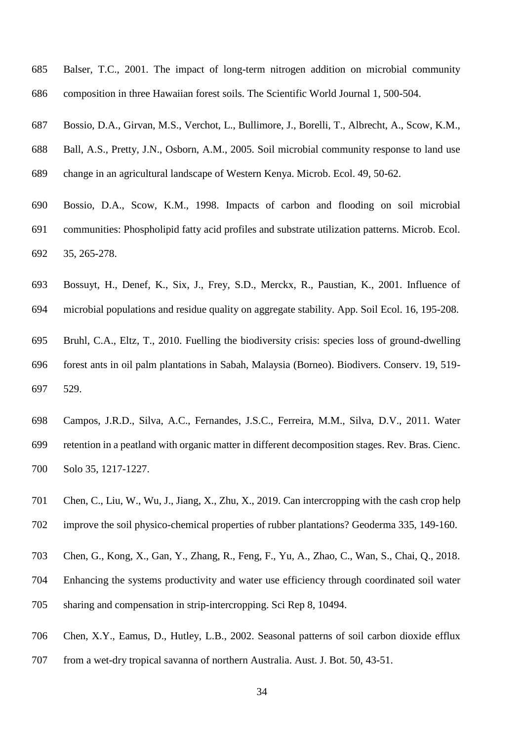Balser, T.C., 2001. The impact of long-term nitrogen addition on microbial community composition in three Hawaiian forest soils. The Scientific World Journal 1, 500-504.

Bossio, D.A., Girvan, M.S., Verchot, L., Bullimore, J., Borelli, T., Albrecht, A., Scow, K.M., Ball, A.S., Pretty, J.N., Osborn, A.M., 2005. Soil microbial community response to land use change in an agricultural landscape of Western Kenya. Microb. Ecol. 49, 50-62.

Bossio, D.A., Scow, K.M., 1998. Impacts of carbon and flooding on soil microbial communities: Phospholipid fatty acid profiles and substrate utilization patterns. Microb. Ecol. 35, 265-278.

Bossuyt, H., Denef, K., Six, J., Frey, S.D., Merckx, R., Paustian, K., 2001. Influence of microbial populations and residue quality on aggregate stability. App. Soil Ecol. 16, 195-208.

Bruhl, C.A., Eltz, T., 2010. Fuelling the biodiversity crisis: species loss of ground-dwelling forest ants in oil palm plantations in Sabah, Malaysia (Borneo). Biodivers. Conserv. 19, 519-529.

Campos, J.R.D., Silva, A.C., Fernandes, J.S.C., Ferreira, M.M., Silva, D.V., 2011. Water retention in a peatland with organic matter in different decomposition stages. Rev. Bras. Cienc. Solo 35, 1217-1227.

Chen, C., Liu, W., Wu, J., Jiang, X., Zhu, X., 2019. Can intercropping with the cash crop help improve the soil physico-chemical properties of rubber plantations? Geoderma 335, 149-160.

Chen, G., Kong, X., Gan, Y., Zhang, R., Feng, F., Yu, A., Zhao, C., Wan, S., Chai, Q., 2018. Enhancing the systems productivity and water use efficiency through coordinated soil water sharing and compensation in strip-intercropping. Sci Rep 8, 10494.

Chen, X.Y., Eamus, D., Hutley, L.B., 2002. Seasonal patterns of soil carbon dioxide efflux from a wet-dry tropical savanna of northern Australia. Aust. J. Bot. 50, 43-51.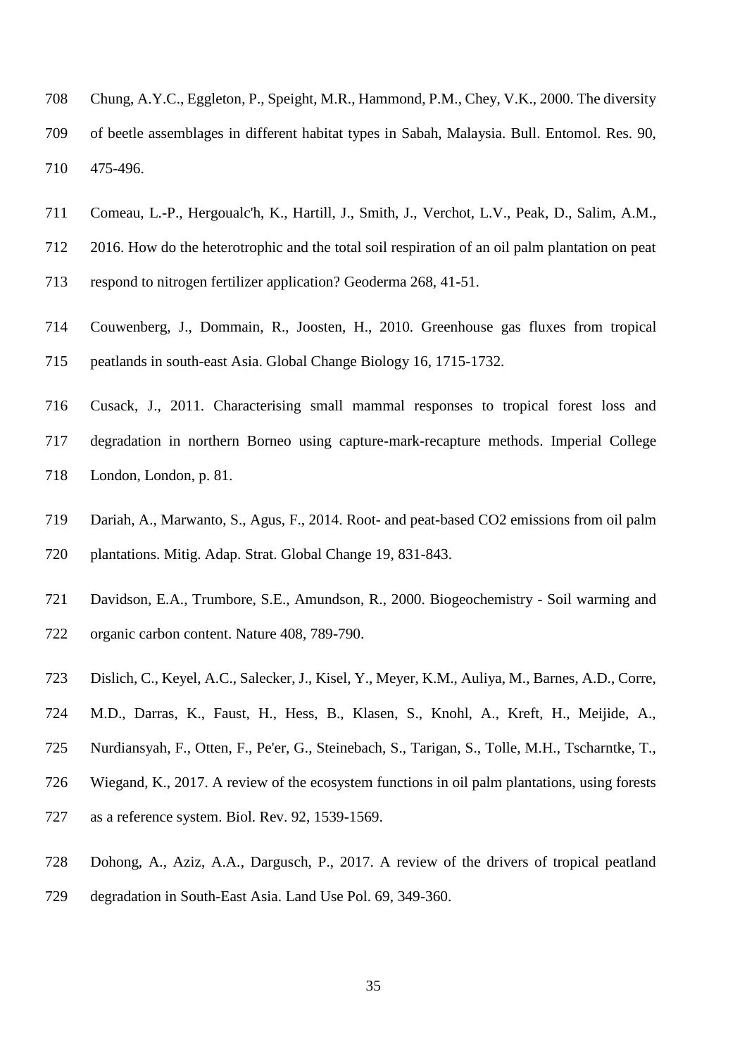Chung, A.Y.C., Eggleton, P., Speight, M.R., Hammond, P.M., Chey, V.K., 2000. The diversity of beetle assemblages in different habitat types in Sabah, Malaysia. Bull. Entomol. Res. 90, 475-496.

Comeau, L.-P., Hergoualc'h, K., Hartill, J., Smith, J., Verchot, L.V., Peak, D., Salim, A.M., 2016. How do the heterotrophic and the total soil respiration of an oil palm plantation on peat respond to nitrogen fertilizer application? Geoderma 268, 41-51.

Couwenberg, J., Dommain, R., Joosten, H., 2010. Greenhouse gas fluxes from tropical peatlands in south-east Asia. Global Change Biology 16, 1715-1732.

Cusack, J., 2011. Characterising small mammal responses to tropical forest loss and degradation in northern Borneo using capture-mark-recapture methods. Imperial College London, London, p. 81.

Dariah, A., Marwanto, S., Agus, F., 2014. Root- and peat-based $CO_2$ emissions from oil palm plantations. Mitig. Adap. Strat. Global Change 19, 831-843.

Davidson, E.A., Trumbore, S.E., Amundson, R., 2000. Biogeochemistry - Soil warming and organic carbon content. Nature 408, 789-790.

Dislich, C., Keyel, A.C., Salecker, J., Kisel, Y., Meyer, K.M., Auliya, M., Barnes, A.D., Corre, M.D., Darras, K., Faust, H., Hess, B., Klasen, S., Knohl, A., Kreft, H., Meijide, A., Nurdiansyah, F., Otten, F., Pe'er, G., Steinebach, S., Tarigan, S., Tolle, M.H., Tscharntke, T., Wiegand, K., 2017. A review of the ecosystem functions in oil palm plantations, using forests as a reference system. Biol. Rev. 92, 1539-1569.

Dohong, A., Aziz, A.A., Dargusch, P., 2017. A review of the drivers of tropical peatland degradation in South-East Asia. Land Use Pol. 69, 349-360.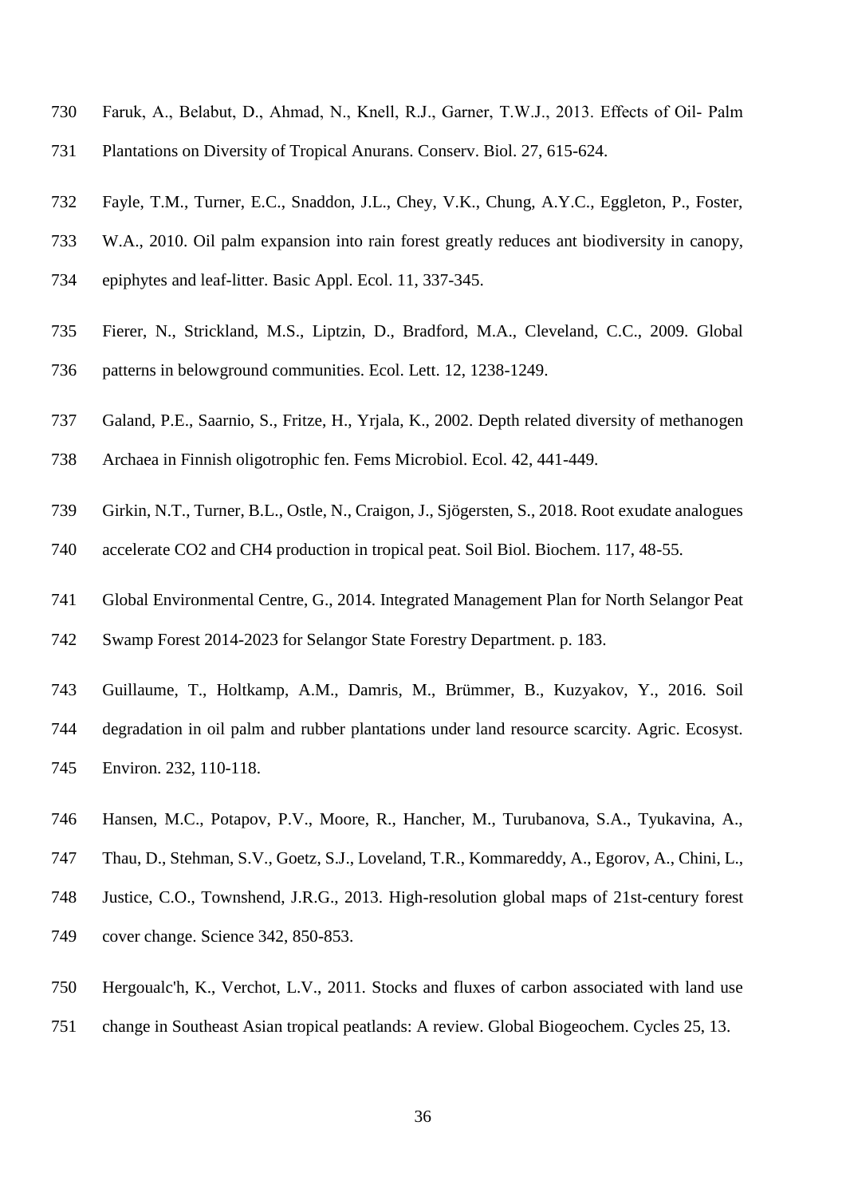Faruk, A., Belabut, D., Ahmad, N., Knell, R.J., Garner, T.W.J., 2013. Effects of Oil- Palm Plantations on Diversity of Tropical Anurans. Conserv. Biol. 27, 615-624.

Fayle, T.M., Turner, E.C., Snaddon, J.L., Chey, V.K., Chung, A.Y.C., Eggleton, P., Foster, W.A., 2010. Oil palm expansion into rain forest greatly reduces ant biodiversity in canopy, epiphytes and leaf-litter. Basic Appl. Ecol. 11, 337-345.

Fierer, N., Strickland, M.S., Liptzin, D., Bradford, M.A., Cleveland, C.C., 2009. Global patterns in belowground communities. Ecol. Lett. 12, 1238-1249.

Galand, P.E., Saarnio, S., Fritze, H., Yrjala, K., 2002. Depth related diversity of methanogen Archaea in Finnish oligotrophic fen. Fems Microbiol. Ecol. 42, 441-449.

Girkin, N.T., Turner, B.L., Ostle, N., Craigon, J., Sjögersten, S., 2018. Root exudate analogues accelerate CO2 and CH4 production in tropical peat. Soil Biol. Biochem. 117, 48-55.

Global Environmental Centre, G., 2014. Integrated Management Plan for North Selangor Peat Swamp Forest 2014-2023 for Selangor State Forestry Department. p. 183.

Guillaume, T., Holtkamp, A.M., Damris, M., Brümmer, B., Kuzyakov, Y., 2016. Soil degradation in oil palm and rubber plantations under land resource scarcity. Agric. Ecosyst. Environ. 232, 110-118.

Hansen, M.C., Potapov, P.V., Moore, R., Hancher, M., Turubanova, S.A., Tyukavina, A., Thau, D., Stehman, S.V., Goetz, S.J., Loveland, T.R., Kommareddy, A., Egorov, A., Chini, L., Justice, C.O., Townshend, J.R.G., 2013. High-resolution global maps of 21st-century forest cover change. Science 342, 850-853.

Hergoualc'h, K., Verchot, L.V., 2011. Stocks and fluxes of carbon associated with land use change in Southeast Asian tropical peatlands: A review. Global Biogeochem. Cycles 25, 13.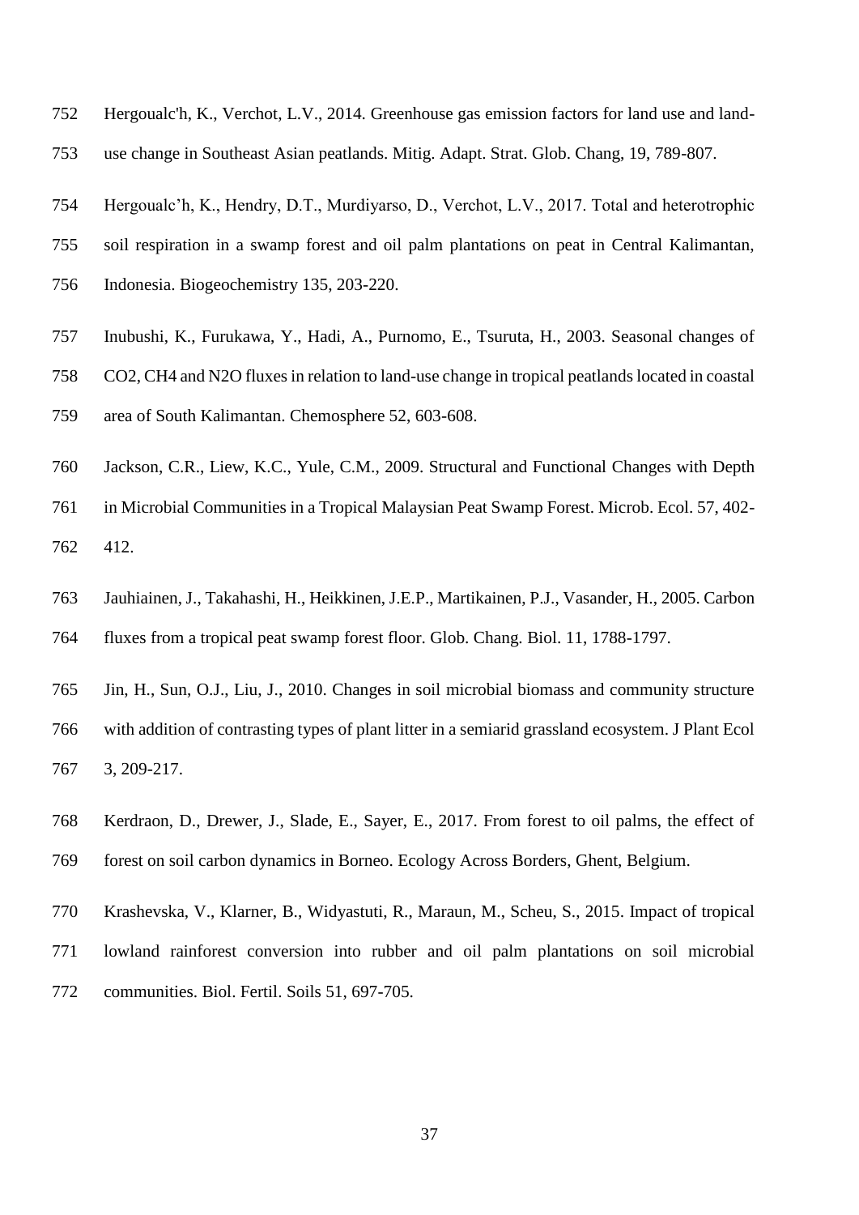Hergoualc'h, K., Verchot, L.V., 2014. Greenhouse gas emission factors for land use and land-use change in Southeast Asian peatlands. Mitig. Adapt. Strat. Glob. Chang, 19, 789-807.

Hergoualc'h, K., Hendry, D.T., Murdiyarso, D., Verchot, L.V., 2017. Total and heterotrophic soil respiration in a swamp forest and oil palm plantations on peat in Central Kalimantan, Indonesia. Biogeochemistry 135, 203-220.

Inubushi, K., Furukawa, Y., Hadi, A., Purnomo, E., Tsuruta, H., 2003. Seasonal changes of CO2, CH4 and N2O fluxes in relation to land-use change in tropical peatlands located in coastal area of South Kalimantan. Chemosphere 52, 603-608.

Jackson, C.R., Liew, K.C., Yule, C.M., 2009. Structural and Functional Changes with Depth in Microbial Communities in a Tropical Malaysian Peat Swamp Forest. Microb. Ecol. 57, 402-412.

Jauhiainen, J., Takahashi, H., Heikkinen, J.E.P., Martikainen, P.J., Vasander, H., 2005. Carbon fluxes from a tropical peat swamp forest floor. Glob. Chang. Biol. 11, 1788-1797.

Jin, H., Sun, O.J., Liu, J., 2010. Changes in soil microbial biomass and community structure with addition of contrasting types of plant litter in a semiarid grassland ecosystem. J Plant Ecol 3, 209-217.

Kerdraon, D., Drewer, J., Slade, E., Sayer, E., 2017. From forest to oil palms, the effect of forest on soil carbon dynamics in Borneo. Ecology Across Borders, Ghent, Belgium.

Krashevska, V., Klarner, B., Widyastuti, R., Maraun, M., Scheu, S., 2015. Impact of tropical lowland rainforest conversion into rubber and oil palm plantations on soil microbial communities. Biol. Fertil. Soils 51, 697-705.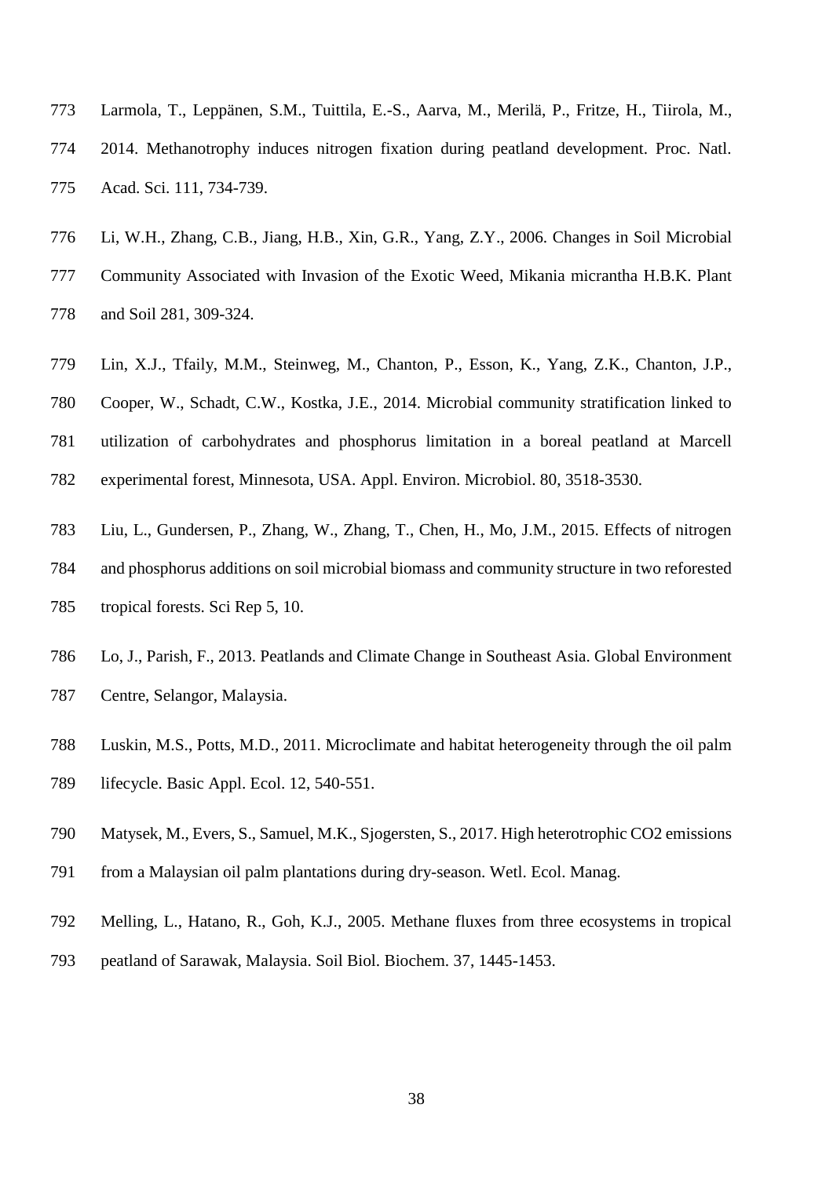Larmola, T., Leppänen, S.M., Tuittila, E.-S., Aarva, M., Merilä, P., Fritze, H., Tiirola, M., 2014. Methanotrophy induces nitrogen fixation during peatland development. Proc. Natl. Acad. Sci. 111, 734-739.

Li, W.H., Zhang, C.B., Jiang, H.B., Xin, G.R., Yang, Z.Y., 2006. Changes in Soil Microbial Community Associated with Invasion of the Exotic Weed, Mikania micrantha H.B.K. Plant and Soil 281, 309-324.

Lin, X.J., Tfaily, M.M., Steinweg, M., Chanton, P., Esson, K., Yang, Z.K., Chanton, J.P., Cooper, W., Schadt, C.W., Kostka, J.E., 2014. Microbial community stratification linked to utilization of carbohydrates and phosphorus limitation in a boreal peatland at Marcell experimental forest, Minnesota, USA. Appl. Environ. Microbiol. 80, 3518-3530.

Liu, L., Gundersen, P., Zhang, W., Zhang, T., Chen, H., Mo, J.M., 2015. Effects of nitrogen and phosphorus additions on soil microbial biomass and community structure in two reforested tropical forests. Sci Rep 5, 10.

Lo, J., Parish, F., 2013. Peatlands and Climate Change in Southeast Asia. Global Environment Centre, Selangor, Malaysia.

Luskin, M.S., Potts, M.D., 2011. Microclimate and habitat heterogeneity through the oil palm lifecycle. Basic Appl. Ecol. 12, 540-551.

Matysek, M., Evers, S., Samuel, M.K., Sjogersten, S., 2017. High heterotrophic $CO_2$ emissions from a Malaysian oil palm plantations during dry-season. Wetl. Ecol. Manag.

Melling, L., Hatano, R., Goh, K.J., 2005. Methane fluxes from three ecosystems in tropical peatland of Sarawak, Malaysia. Soil Biol. Biochem. 37, 1445-1453.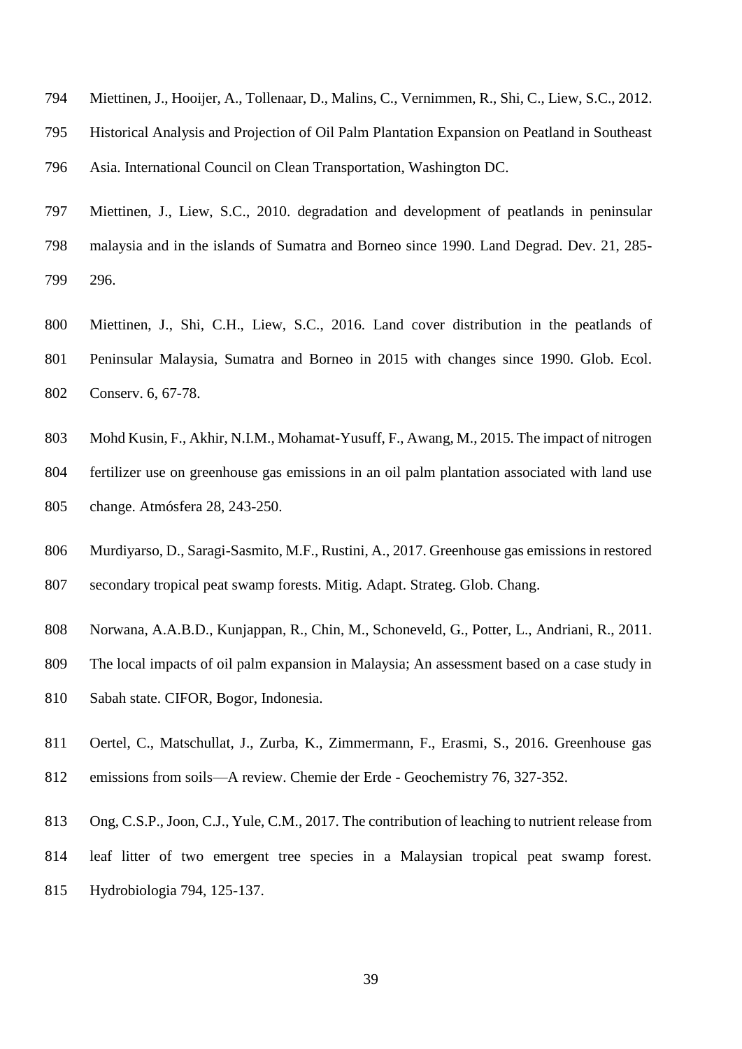Miettinen, J., Hooijer, A., Tollenaar, D., Malins, C., Vernimmen, R., Shi, C., Liew, S.C., 2012. Historical Analysis and Projection of Oil Palm Plantation Expansion on Peatland in Southeast Asia. International Council on Clean Transportation, Washington DC.

Miettinen, J., Liew, S.C., 2010. degradation and development of peatlands in peninsular malaysia and in the islands of Sumatra and Borneo since 1990. Land Degrad. Dev. 21, 285-296.

Miettinen, J., Shi, C.H., Liew, S.C., 2016. Land cover distribution in the peatlands of Peninsular Malaysia, Sumatra and Borneo in 2015 with changes since 1990. Glob. Ecol. Conserv. 6, 67-78.

Mohd Kusin, F., Akhir, N.I.M., Mohamat-Yusuff, F., Awang, M., 2015. The impact of nitrogen fertilizer use on greenhouse gas emissions in an oil palm plantation associated with land use change. Atmósfera 28, 243-250.

Murdiyarso, D., Saragi-Sasmito, M.F., Rustini, A., 2017. Greenhouse gas emissions in restored secondary tropical peat swamp forests. Mitig. Adapt. Strateg. Glob. Chang.

Norwana, A.A.B.D., Kunjappan, R., Chin, M., Schoneveld, G., Potter, L., Andriani, R., 2011. The local impacts of oil palm expansion in Malaysia; An assessment based on a case study in Sabah state. CIFOR, Bogor, Indonesia.

Oertel, C., Matschullat, J., Zurba, K., Zimmermann, F., Erasmi, S., 2016. Greenhouse gas emissions from soils—A review. Chemie der Erde - Geochemistry 76, 327-352.

Ong, C.S.P., Joon, C.J., Yule, C.M., 2017. The contribution of leaching to nutrient release from leaf litter of two emergent tree species in a Malaysian tropical peat swamp forest. Hydrobiologia 794, 125-137.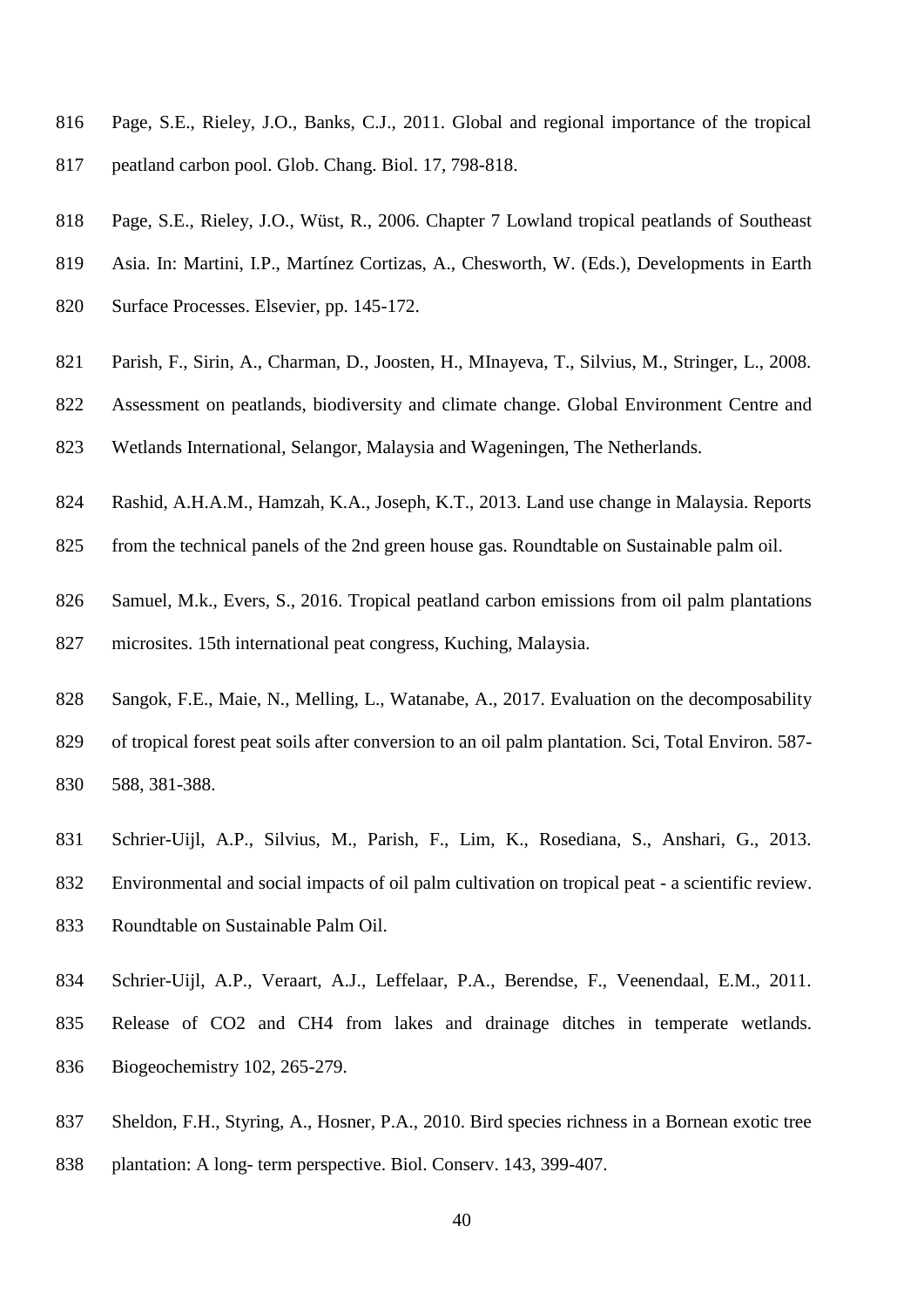Page, S.E., Rieley, J.O., Banks, C.J., 2011. Global and regional importance of the tropical peatland carbon pool. Glob. Chang. Biol. 17, 798-818.

Page, S.E., Rieley, J.O., Wüst, R., 2006. Chapter 7 Lowland tropical peatlands of Southeast Asia. In: Martini, I.P., Martínez Cortizas, A., Chesworth, W. (Eds.), Developments in Earth Surface Processes. Elsevier, pp. 145-172.

Parish, F., Sirin, A., Charman, D., Joosten, H., MInayeva, T., Silvius, M., Stringer, L., 2008. Assessment on peatlands, biodiversity and climate change. Global Environment Centre and Wetlands International, Selangor, Malaysia and Wageningen, The Netherlands.

Rashid, A.H.A.M., Hamzah, K.A., Joseph, K.T., 2013. Land use change in Malaysia. Reports from the technical panels of the 2nd green house gas. Roundtable on Sustainable palm oil.

Samuel, M.k., Evers, S., 2016. Tropical peatland carbon emissions from oil palm plantations microsites. 15th international peat congress, Kuching, Malaysia.

Sangok, F.E., Maie, N., Melling, L., Watanabe, A., 2017. Evaluation on the decomposability of tropical forest peat soils after conversion to an oil palm plantation. Sci, Total Environ. 587-588, 381-388.

Schrier-Uijl, A.P., Silvius, M., Parish, F., Lim, K., Rosediana, S., Anshari, G., 2013. Environmental and social impacts of oil palm cultivation on tropical peat - a scientific review. Roundtable on Sustainable Palm Oil.

Schrier-Uijl, A.P., Veraart, A.J., Leffelaar, P.A., Berendse, F., Veenendaal, E.M., 2011. Release of CO2 and CH4 from lakes and drainage ditches in temperate wetlands. Biogeochemistry 102, 265-279.

Sheldon, F.H., Styring, A., Hosner, P.A., 2010. Bird species richness in a Bornean exotic tree plantation: A long- term perspective. Biol. Conserv. 143, 399-407.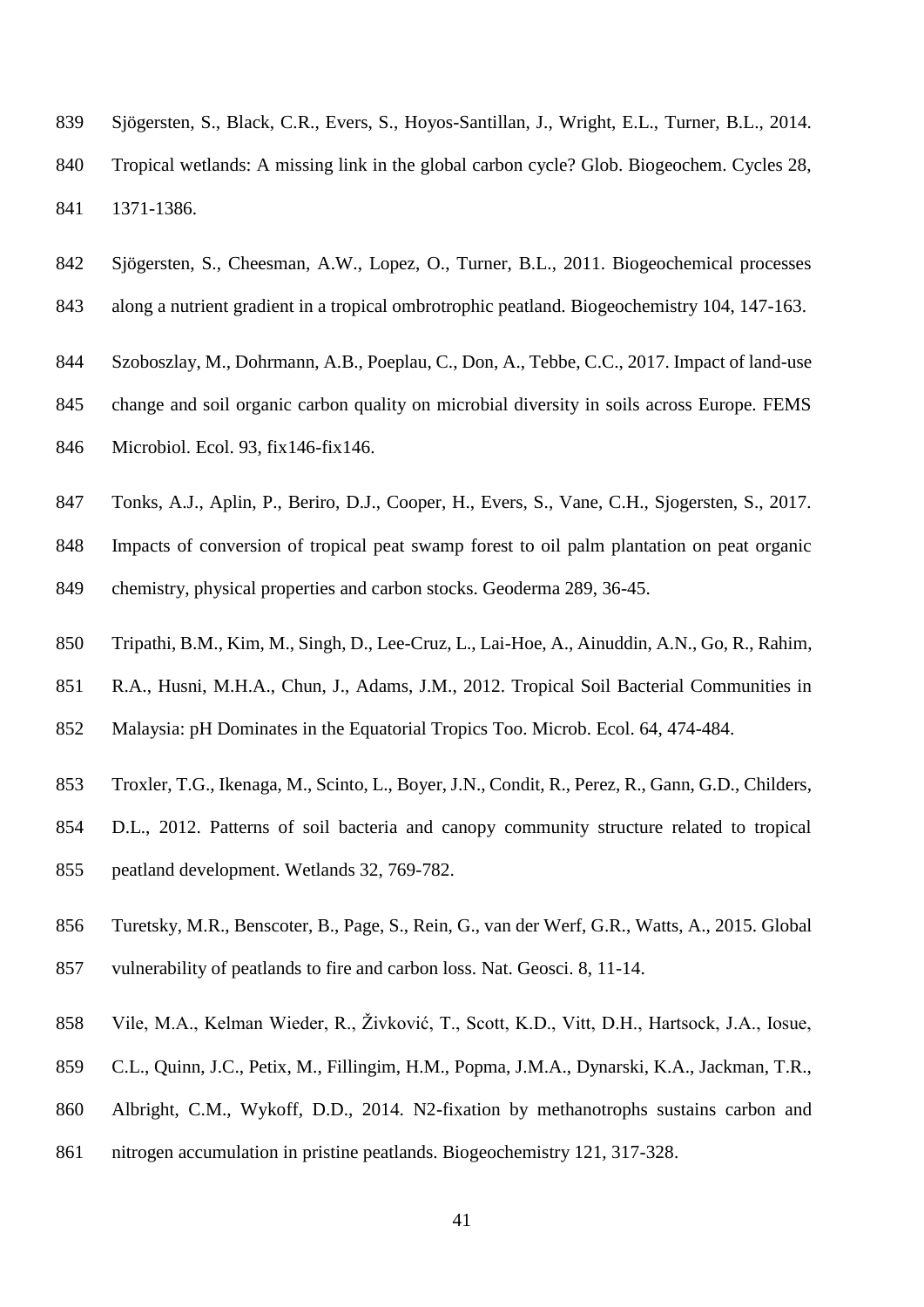Sjögersten, S., Black, C.R., Evers, S., Hoyos-Santillan, J., Wright, E.L., Turner, B.L., 2014. Tropical wetlands: A missing link in the global carbon cycle? Glob. Biogeochem. Cycles 28, 1371-1386.

Sjögersten, S., Cheesman, A.W., Lopez, O., Turner, B.L., 2011. Biogeochemical processes along a nutrient gradient in a tropical ombrotrophic peatland. Biogeochemistry 104, 147-163.

Szoboszlay, M., Dohrmann, A.B., Poeplau, C., Don, A., Tebbe, C.C., 2017. Impact of land-use change and soil organic carbon quality on microbial diversity in soils across Europe. FEMS Microbiol. Ecol. 93, fix146-fix146.

Tonks, A.J., Aplin, P., Beriro, D.J., Cooper, H., Evers, S., Vane, C.H., Sjogersten, S., 2017. Impacts of conversion of tropical peat swamp forest to oil palm plantation on peat organic chemistry, physical properties and carbon stocks. Geoderma 289, 36-45.

Tripathi, B.M., Kim, M., Singh, D., Lee-Cruz, L., Lai-Hoe, A., Ainuddin, A.N., Go, R., Rahim, R.A., Husni, M.H.A., Chun, J., Adams, J.M., 2012. Tropical Soil Bacterial Communities in Malaysia: pH Dominates in the Equatorial Tropics Too. Microb. Ecol. 64, 474-484.

Troxler, T.G., Ikenaga, M., Scinto, L., Boyer, J.N., Condit, R., Perez, R., Gann, G.D., Childers, D.L., 2012. Patterns of soil bacteria and canopy community structure related to tropical peatland development. Wetlands 32, 769-782.

Turetsky, M.R., Benscoter, B., Page, S., Rein, G., van der Werf, G.R., Watts, A., 2015. Global vulnerability of peatlands to fire and carbon loss. Nat. Geosci. 8, 11-14.

Vile, M.A., Kelman Wieder, R., Živković, T., Scott, K.D., Vitt, D.H., Hartsock, J.A., Iosue, C.L., Quinn, J.C., Petix, M., Fillingim, H.M., Popma, J.M.A., Dynarski, K.A., Jackman, T.R., Albright, C.M., Wykoff, D.D., 2014. N2-fixation by methanotrophs sustains carbon and nitrogen accumulation in pristine peatlands. Biogeochemistry 121, 317-328.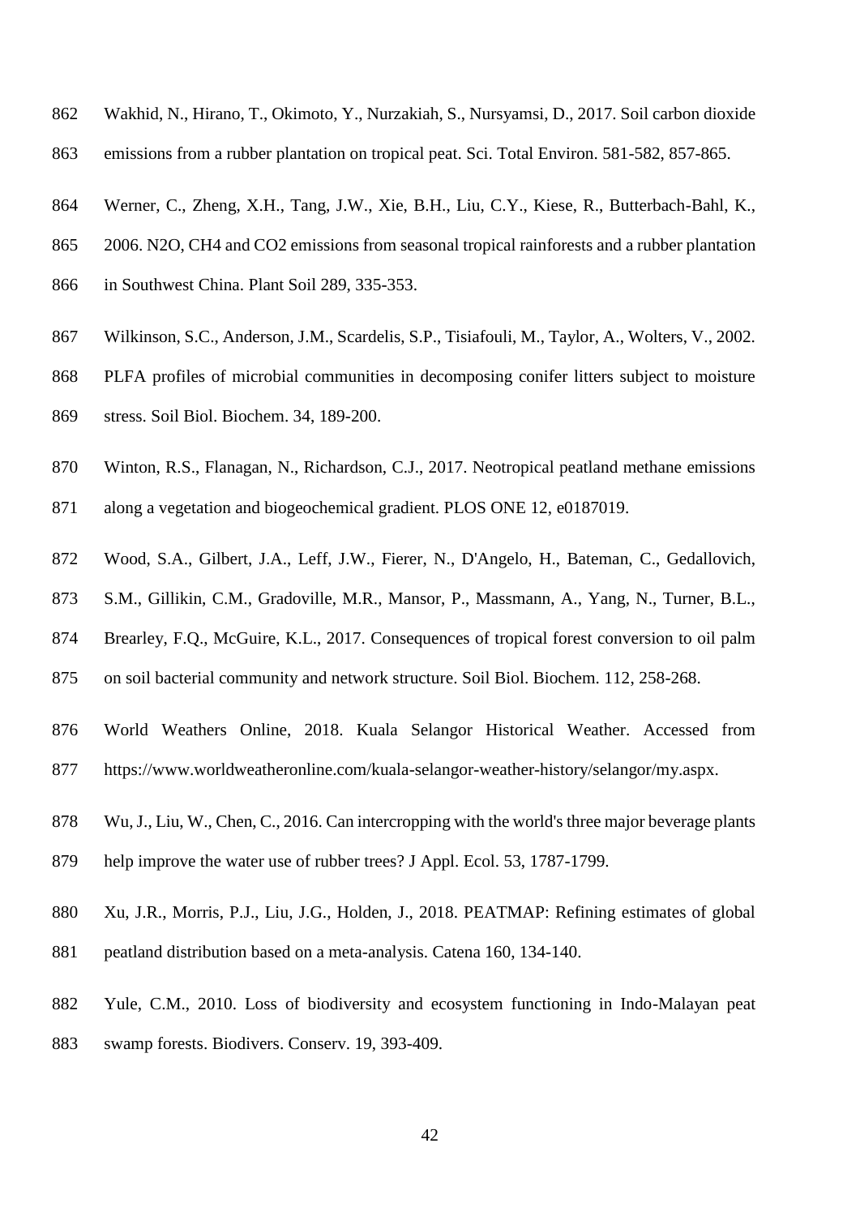Wakhid, N., Hirano, T., Okimoto, Y., Nurzakiah, S., Nursyamsi, D., 2017. Soil carbon dioxide emissions from a rubber plantation on tropical peat. Sci. Total Environ. 581-582, 857-865.

Werner, C., Zheng, X.H., Tang, J.W., Xie, B.H., Liu, C.Y., Kiese, R., Butterbach-Bahl, K., 2006. N2O, CH4 and CO2 emissions from seasonal tropical rainforests and a rubber plantation in Southwest China. Plant Soil 289, 335-353.

Wilkinson, S.C., Anderson, J.M., Scardelis, S.P., Tisiafouli, M., Taylor, A., Wolters, V., 2002. PLFA profiles of microbial communities in decomposing conifer litters subject to moisture stress. Soil Biol. Biochem. 34, 189-200.

Winton, R.S., Flanagan, N., Richardson, C.J., 2017. Neotropical peatland methane emissions along a vegetation and biogeochemical gradient. PLOS ONE 12, e0187019.

Wood, S.A., Gilbert, J.A., Leff, J.W., Fierer, N., D'Angelo, H., Bateman, C., Gedallovich, S.M., Gillikin, C.M., Gradoville, M.R., Mansor, P., Massmann, A., Yang, N., Turner, B.L., Brearley, F.Q., McGuire, K.L., 2017. Consequences of tropical forest conversion to oil palm on soil bacterial community and network structure. Soil Biol. Biochem. 112, 258-268.

World Weathers Online, 2018. Kuala Selangor Historical Weather. Accessed from https://www.worldweatheronline.com/kuala-selangor-weather-history/selangor/my.aspx.

Wu, J., Liu, W., Chen, C., 2016. Can intercropping with the world's three major beverage plants help improve the water use of rubber trees? J Appl. Ecol. 53, 1787-1799.

Xu, J.R., Morris, P.J., Liu, J.G., Holden, J., 2018. PEATMAP: Refining estimates of global peatland distribution based on a meta-analysis. Catena 160, 134-140.

Yule, C.M., 2010. Loss of biodiversity and ecosystem functioning in Indo-Malayan peat swamp forests. Biodivers. Conserv. 19, 393-409.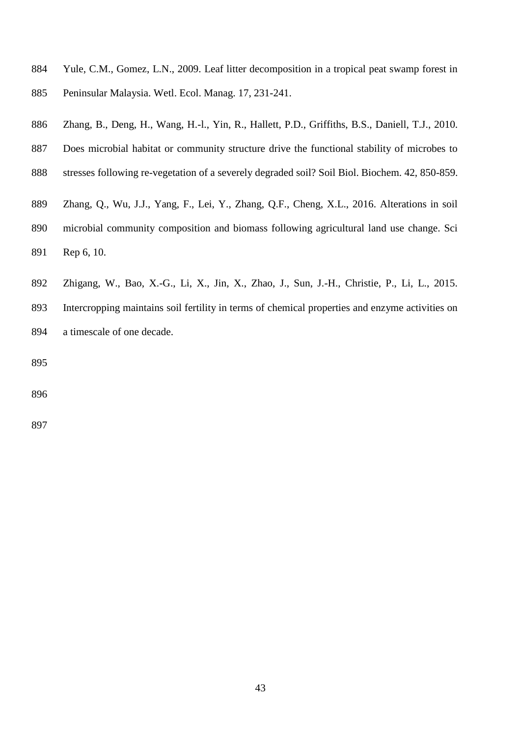Yule, C.M., Gomez, L.N., 2009. Leaf litter decomposition in a tropical peat swamp forest in Peninsular Malaysia. Wetl. Ecol. Manag. 17, 231-241.

Zhang, B., Deng, H., Wang, H.-l., Yin, R., Hallett, P.D., Griffiths, B.S., Daniell, T.J., 2010. Does microbial habitat or community structure drive the functional stability of microbes to stresses following re-vegetation of a severely degraded soil? Soil Biol. Biochem. 42, 850-859.

Zhang, Q., Wu, J.J., Yang, F., Lei, Y., Zhang, Q.F., Cheng, X.L., 2016. Alterations in soil microbial community composition and biomass following agricultural land use change. Sci Rep 6, 10.

Zhigang, W., Bao, X.-G., Li, X., Jin, X., Zhao, J., Sun, J.-H., Christie, P., Li, L., 2015. Intercropping maintains soil fertility in terms of chemical properties and enzyme activities on a timescale of one decade.